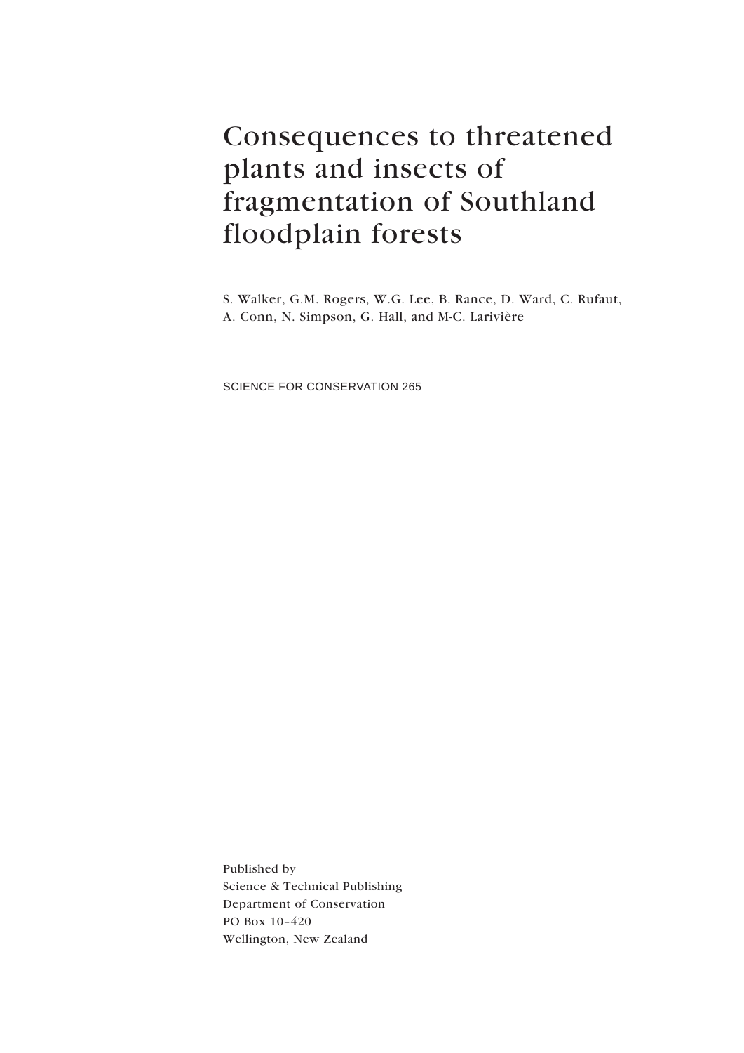# Consequences to threatened plants and insects of fragmentation of Southland floodplain forests

S. Walker, G.M. Rogers, W.G. Lee, B. Rance, D. Ward, C. Rufaut, A. Conn, N. Simpson, G. Hall, and M-C. Larivière

SCIENCE FOR CONSERVATION 265

Published by
Science & Technical Publishing
Department of Conservation
PO Box 10–420
Wellington, New Zealand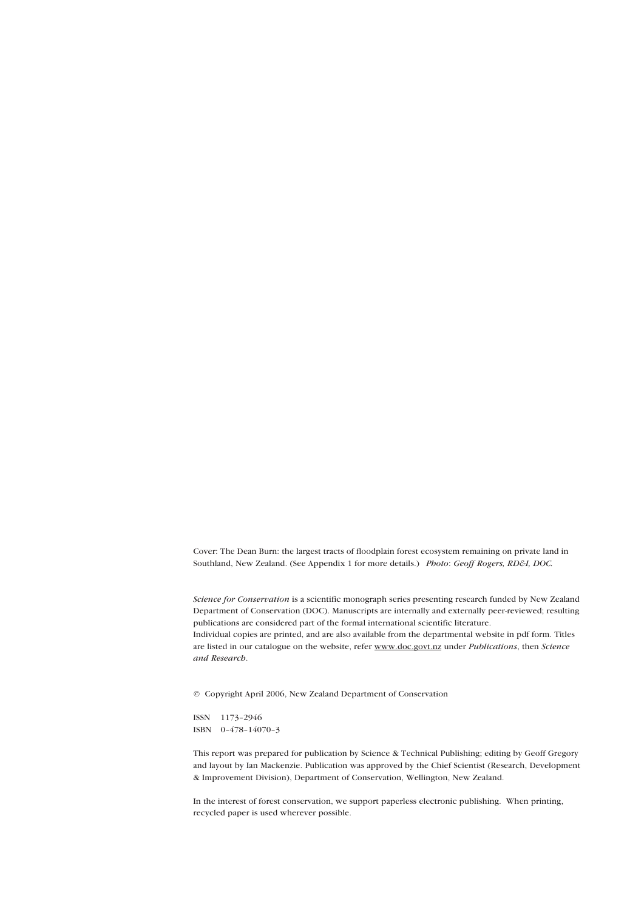Cover: The Dean Burn: the largest tracts of floodplain forest ecosystem remaining on private land in Southland, New Zealand. (See Appendix 1 for more details.) *Photo*: *Geoff Rogers, RD&I, DOC.*

*Science for Conservation* is a scientific monograph series presenting research funded by New Zealand Department of Conservation (DOC). Manuscripts are internally and externally peer-reviewed; resulting publications are considered part of the formal international scientific literature.
Individual copies are printed, and are also available from the departmental website in pdf form. Titles are listed in our catalogue on the website, refer www.doc.govt.nz under *Publications*, then *Science and Research*.

© Copyright April 2006, New Zealand Department of Conservation

ISSN 1173-2946
ISBN 0-478-14070-3

This report was prepared for publication by Science & Technical Publishing; editing by Geoff Gregory and layout by Ian Mackenzie. Publication was approved by the Chief Scientist (Research, Development & Improvement Division), Department of Conservation, Wellington, New Zealand.

In the interest of forest conservation, we support paperless electronic publishing. When printing, recycled paper is used wherever possible.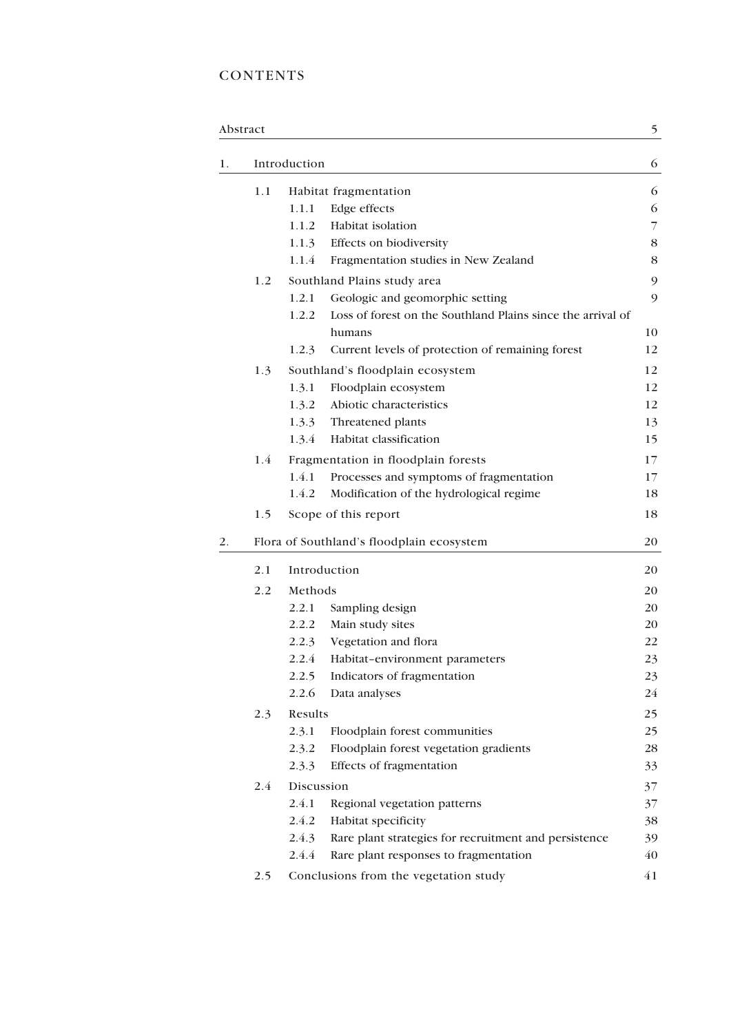# CONTENTS

| | | | |
|---|---|---|---|
| Abstract | | | 5 |
| 1. | Introduction | | 6 |
| | 1.1 | Habitat fragmentation | 6 |
| | | 1.1.1 Edge effects | 6 |
| | | 1.1.2 Habitat isolation | 7 |
| | | 1.1.3 Effects on biodiversity | 8 |
| | | 1.1.4 Fragmentation studies in New Zealand | 8 |
| | 1.2 | Southland Plains study area | 9 |
| | | 1.2.1 Geologic and geomorphic setting | 9 |
| | | 1.2.2 Loss of forest on the Southland Plains since the arrival of humans | 10 |
| | | 1.2.3 Current levels of protection of remaining forest | 12 |
| | 1.3 | Southland's floodplain ecosystem | 12 |
| | | 1.3.1 Floodplain ecosystem | 12 |
| | | 1.3.2 Abiotic characteristics | 12 |
| | | 1.3.3 Threatened plants | 13 |
| | | 1.3.4 Habitat classification | 15 |
| | 1.4 | Fragmentation in floodplain forests | 17 |
| | | 1.4.1 Processes and symptoms of fragmentation | 17 |
| | | 1.4.2 Modification of the hydrological regime | 18 |
| | 1.5 | Scope of this report | 18 |
| 2. | Flora of Southland's floodplain ecosystem | | 20 |
| | 2.1 | Introduction | 20 |
| | 2.2 | Methods | 20 |
| | | 2.2.1 Sampling design | 20 |
| | | 2.2.2 Main study sites | 20 |
| | | 2.2.3 Vegetation and flora | 22 |
| | | 2.2.4 Habitat–environment parameters | 23 |
| | | 2.2.5 Indicators of fragmentation | 23 |
| | | 2.2.6 Data analyses | 24 |
| | 2.3 | Results | 25 |
| | | 2.3.1 Floodplain forest communities | 25 |
| | | 2.3.2 Floodplain forest vegetation gradients | 28 |
| | | 2.3.3 Effects of fragmentation | 33 |
| | 2.4 | Discussion | 37 |
| | | 2.4.1 Regional vegetation patterns | 37 |
| | | 2.4.2 Habitat specificity | 38 |
| | | 2.4.3 Rare plant strategies for recruitment and persistence | 39 |
| | | 2.4.4 Rare plant responses to fragmentation | 40 |
| | 2.5 | Conclusions from the vegetation study | 41 |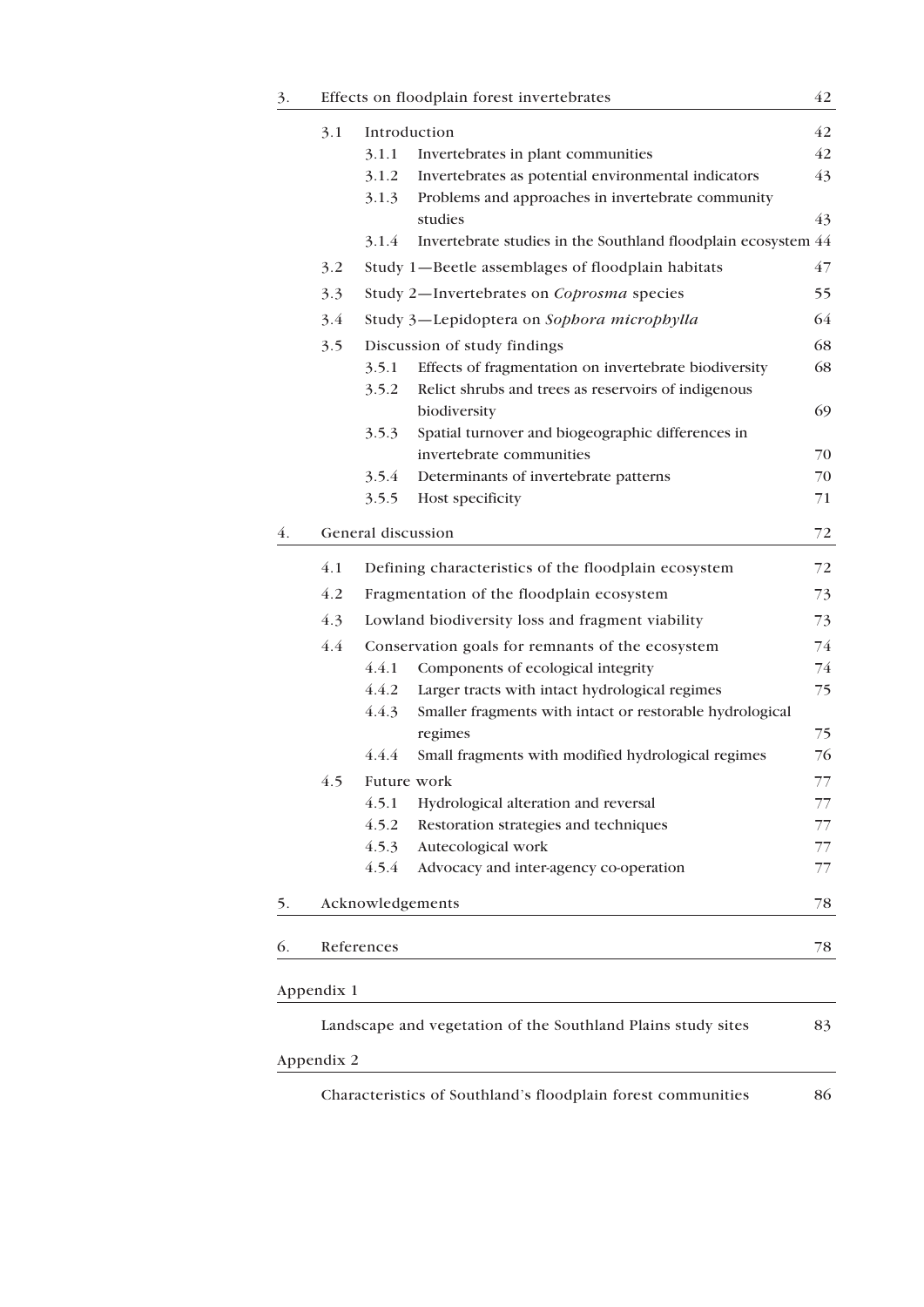| | | | |
|---|---|---|---|
| 3. | Effects on floodplain forest invertebrates | | 42 |
| | 3.1 | Introduction | 42 |
| | | 3.1.1 Invertebrates in plant communities | 42 |
| | | 3.1.2 Invertebrates as potential environmental indicators | 43 |
| | | 3.1.3 Problems and approaches in invertebrate community studies | 43 |
| | | 3.1.4 Invertebrate studies in the Southland floodplain ecosystem | 44 |
| | 3.2 | Study 1—Beetle assemblages of floodplain habitats | 47 |
| | 3.3 | Study 2—Invertebrates on *Coprosma* species | 55 |
| | 3.4 | Study 3—Lepidoptera on *Sophora microphylla* | 64 |
| | 3.5 | Discussion of study findings | 68 |
| | | 3.5.1 Effects of fragmentation on invertebrate biodiversity | 68 |
| | | 3.5.2 Relict shrubs and trees as reservoirs of indigenous biodiversity | 69 |
| | | 3.5.3 Spatial turnover and biogeographic differences in invertebrate communities | 70 |
| | | 3.5.4 Determinants of invertebrate patterns | 70 |
| | | 3.5.5 Host specificity | 71 |
| 4. | General discussion | | 72 |
| | 4.1 | Defining characteristics of the floodplain ecosystem | 72 |
| | 4.2 | Fragmentation of the floodplain ecosystem | 73 |
| | 4.3 | Lowland biodiversity loss and fragment viability | 73 |
| | 4.4 | Conservation goals for remnants of the ecosystem | 74 |
| | | 4.4.1 Components of ecological integrity | 74 |
| | | 4.4.2 Larger tracts with intact hydrological regimes | 75 |
| | | 4.4.3 Smaller fragments with intact or restorable hydrological regimes | 75 |
| | | 4.4.4 Small fragments with modified hydrological regimes | 76 |
| | 4.5 | Future work | 77 |
| | | 4.5.1 Hydrological alteration and reversal | 77 |
| | | 4.5.2 Restoration strategies and techniques | 77 |
| | | 4.5.3 Autecological work | 77 |
| | | 4.5.4 Advocacy and inter-agency co-operation | 77 |
| 5. | Acknowledgements | | 78 |
| 6. | References | | 78 |
| Appendix 1 | | | |
| | Landscape and vegetation of the Southland Plains study sites | | 83 |
| Appendix 2 | | | |
| | Characteristics of Southland's floodplain forest communities | | 86 |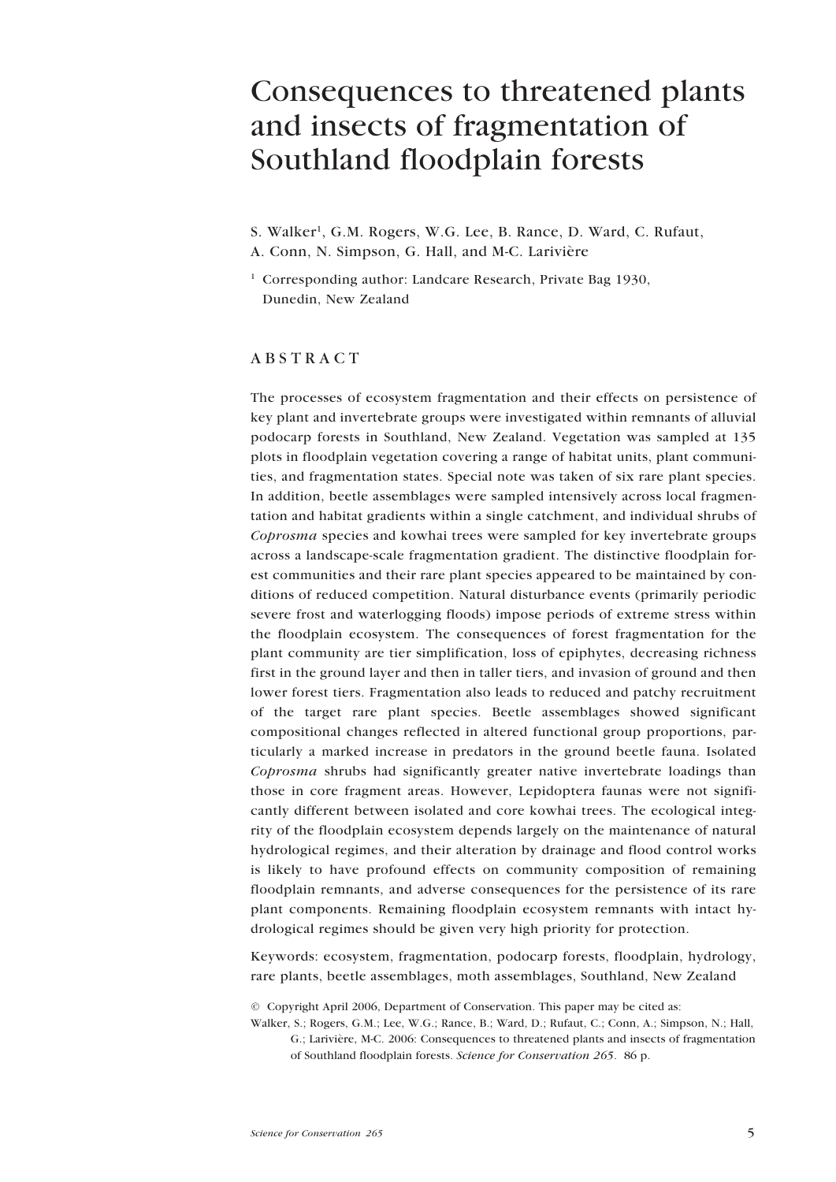# Consequences to threatened plants and insects of fragmentation of Southland floodplain forests

S. Walker[1], G.M. Rogers, W.G. Lee, B. Rance, D. Ward, C. Rufaut, A. Conn, N. Simpson, G. Hall, and M-C. Larivière

[1] Corresponding author: Landcare Research, Private Bag 1930, Dunedin, New Zealand

## ABSTRACT

The processes of ecosystem fragmentation and their effects on persistence of key plant and invertebrate groups were investigated within remnants of alluvial podocarp forests in Southland, New Zealand. Vegetation was sampled at 135 plots in floodplain vegetation covering a range of habitat units, plant communities, and fragmentation states. Special note was taken of six rare plant species. In addition, beetle assemblages were sampled intensively across local fragmentation and habitat gradients within a single catchment, and individual shrubs of *Coprosma* species and kowhai trees were sampled for key invertebrate groups across a landscape-scale fragmentation gradient. The distinctive floodplain forest communities and their rare plant species appeared to be maintained by conditions of reduced competition. Natural disturbance events (primarily periodic severe frost and waterlogging floods) impose periods of extreme stress within the floodplain ecosystem. The consequences of forest fragmentation for the plant community are tier simplification, loss of epiphytes, decreasing richness first in the ground layer and then in taller tiers, and invasion of ground and then lower forest tiers. Fragmentation also leads to reduced and patchy recruitment of the target rare plant species. Beetle assemblages showed significant compositional changes reflected in altered functional group proportions, particularly a marked increase in predators in the ground beetle fauna. Isolated *Coprosma* shrubs had significantly greater native invertebrate loadings than those in core fragment areas. However, Lepidoptera faunas were not significantly different between isolated and core kowhai trees. The ecological integrity of the floodplain ecosystem depends largely on the maintenance of natural hydrological regimes, and their alteration by drainage and flood control works is likely to have profound effects on community composition of remaining floodplain remnants, and adverse consequences for the persistence of its rare plant components. Remaining floodplain ecosystem remnants with intact hydrological regimes should be given very high priority for protection.

Keywords: ecosystem, fragmentation, podocarp forests, floodplain, hydrology, rare plants, beetle assemblages, moth assemblages, Southland, New Zealand

© Copyright April 2006, Department of Conservation. This paper may be cited as:

Walker, S.; Rogers, G.M.; Lee, W.G.; Rance, B.; Ward, D.; Rufaut, C.; Conn, A.; Simpson, N.; Hall, G.; Larivière, M-C. 2006: Consequences to threatened plants and insects of fragmentation of Southland floodplain forests. *Science for Conservation 265*. 86 p.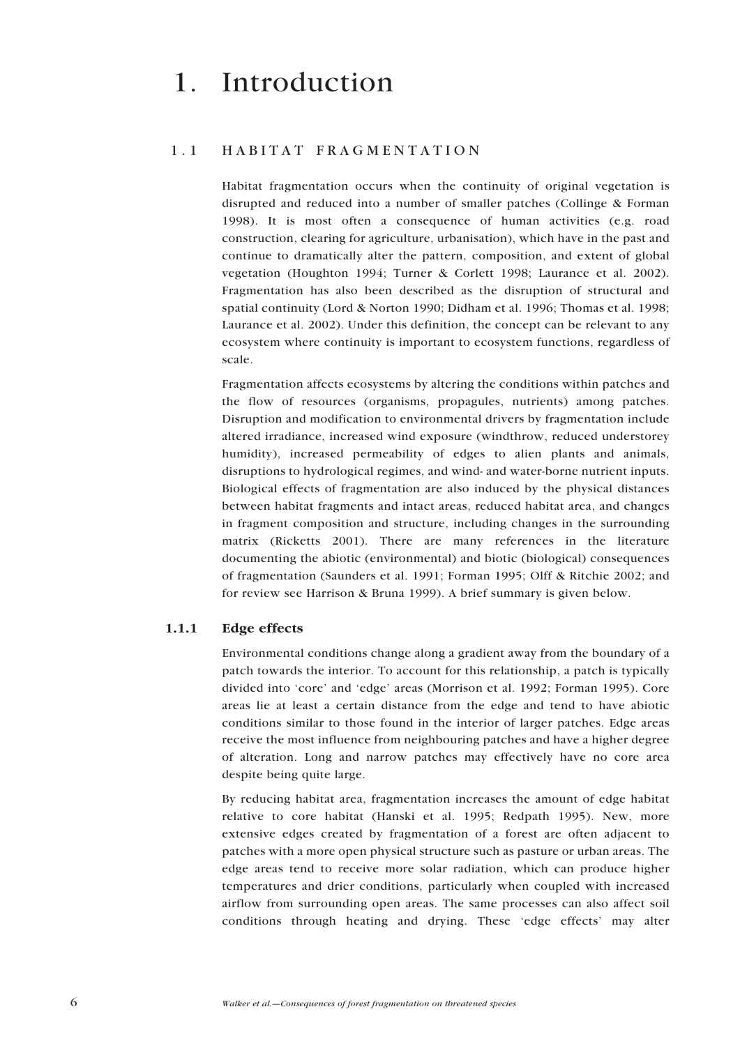# 1. Introduction

## 1.1 HABITAT FRAGMENTATION

Habitat fragmentation occurs when the continuity of original vegetation is disrupted and reduced into a number of smaller patches (Collinge & Forman 1998). It is most often a consequence of human activities (e.g. road construction, clearing for agriculture, urbanisation), which have in the past and continue to dramatically alter the pattern, composition, and extent of global vegetation (Houghton 1994; Turner & Corlett 1998; Laurance et al. 2002). Fragmentation has also been described as the disruption of structural and spatial continuity (Lord & Norton 1990; Didham et al. 1996; Thomas et al. 1998; Laurance et al. 2002). Under this definition, the concept can be relevant to any ecosystem where continuity is important to ecosystem functions, regardless of scale.

Fragmentation affects ecosystems by altering the conditions within patches and the flow of resources (organisms, propagules, nutrients) among patches. Disruption and modification to environmental drivers by fragmentation include altered irradiance, increased wind exposure (windthrow, reduced understorey humidity), increased permeability of edges to alien plants and animals, disruptions to hydrological regimes, and wind- and water-borne nutrient inputs. Biological effects of fragmentation are also induced by the physical distances between habitat fragments and intact areas, reduced habitat area, and changes in fragment composition and structure, including changes in the surrounding matrix (Ricketts 2001). There are many references in the literature documenting the abiotic (environmental) and biotic (biological) consequences of fragmentation (Saunders et al. 1991; Forman 1995; Olff & Ritchie 2002; and for review see Harrison & Bruna 1999). A brief summary is given below.

### 1.1.1 Edge effects

Environmental conditions change along a gradient away from the boundary of a patch towards the interior. To account for this relationship, a patch is typically divided into 'core' and 'edge' areas (Morrison et al. 1992; Forman 1995). Core areas lie at least a certain distance from the edge and tend to have abiotic conditions similar to those found in the interior of larger patches. Edge areas receive the most influence from neighbouring patches and have a higher degree of alteration. Long and narrow patches may effectively have no core area despite being quite large.

By reducing habitat area, fragmentation increases the amount of edge habitat relative to core habitat (Hanski et al. 1995; Redpath 1995). New, more extensive edges created by fragmentation of a forest are often adjacent to patches with a more open physical structure such as pasture or urban areas. The edge areas tend to receive more solar radiation, which can produce higher temperatures and drier conditions, particularly when coupled with increased airflow from surrounding open areas. The same processes can also affect soil conditions through heating and drying. These 'edge effects' may alter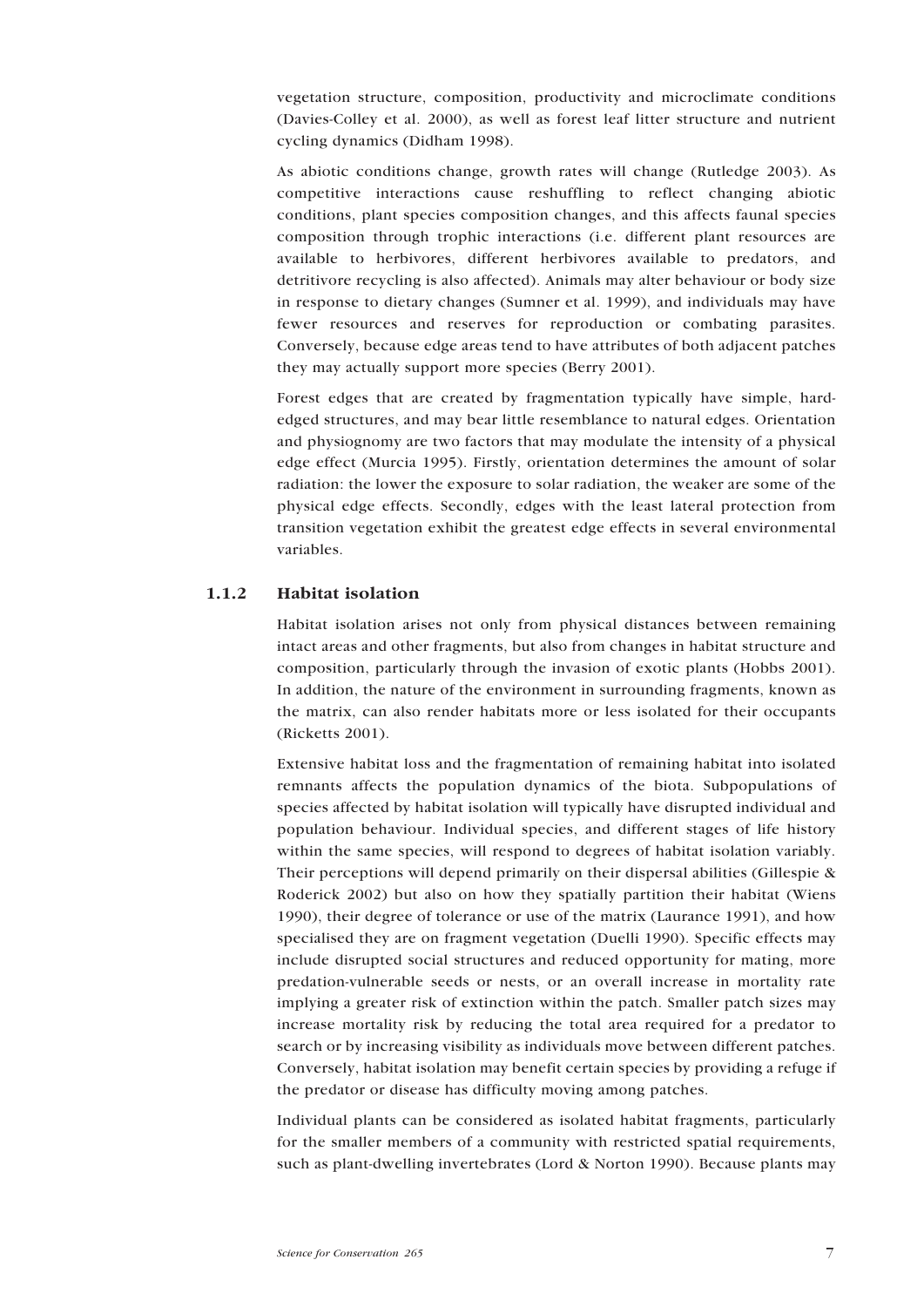vegetation structure, composition, productivity and microclimate conditions (Davies-Colley et al. 2000), as well as forest leaf litter structure and nutrient cycling dynamics (Didham 1998).

As abiotic conditions change, growth rates will change (Rutledge 2003). As competitive interactions cause reshuffling to reflect changing abiotic conditions, plant species composition changes, and this affects faunal species composition through trophic interactions (i.e. different plant resources are available to herbivores, different herbivores available to predators, and detritivore recycling is also affected). Animals may alter behaviour or body size in response to dietary changes (Sumner et al. 1999), and individuals may have fewer resources and reserves for reproduction or combating parasites. Conversely, because edge areas tend to have attributes of both adjacent patches they may actually support more species (Berry 2001).

Forest edges that are created by fragmentation typically have simple, hard-edged structures, and may bear little resemblance to natural edges. Orientation and physiognomy are two factors that may modulate the intensity of a physical edge effect (Murcia 1995). Firstly, orientation determines the amount of solar radiation: the lower the exposure to solar radiation, the weaker are some of the physical edge effects. Secondly, edges with the least lateral protection from transition vegetation exhibit the greatest edge effects in several environmental variables.

### 1.1.2 Habitat isolation

Habitat isolation arises not only from physical distances between remaining intact areas and other fragments, but also from changes in habitat structure and composition, particularly through the invasion of exotic plants (Hobbs 2001). In addition, the nature of the environment in surrounding fragments, known as the matrix, can also render habitats more or less isolated for their occupants (Ricketts 2001).

Extensive habitat loss and the fragmentation of remaining habitat into isolated remnants affects the population dynamics of the biota. Subpopulations of species affected by habitat isolation will typically have disrupted individual and population behaviour. Individual species, and different stages of life history within the same species, will respond to degrees of habitat isolation variably. Their perceptions will depend primarily on their dispersal abilities (Gillespie & Roderick 2002) but also on how they spatially partition their habitat (Wiens 1990), their degree of tolerance or use of the matrix (Laurance 1991), and how specialised they are on fragment vegetation (Duelli 1990). Specific effects may include disrupted social structures and reduced opportunity for mating, more predation-vulnerable seeds or nests, or an overall increase in mortality rate implying a greater risk of extinction within the patch. Smaller patch sizes may increase mortality risk by reducing the total area required for a predator to search or by increasing visibility as individuals move between different patches. Conversely, habitat isolation may benefit certain species by providing a refuge if the predator or disease has difficulty moving among patches.

Individual plants can be considered as isolated habitat fragments, particularly for the smaller members of a community with restricted spatial requirements, such as plant-dwelling invertebrates (Lord & Norton 1990). Because plants may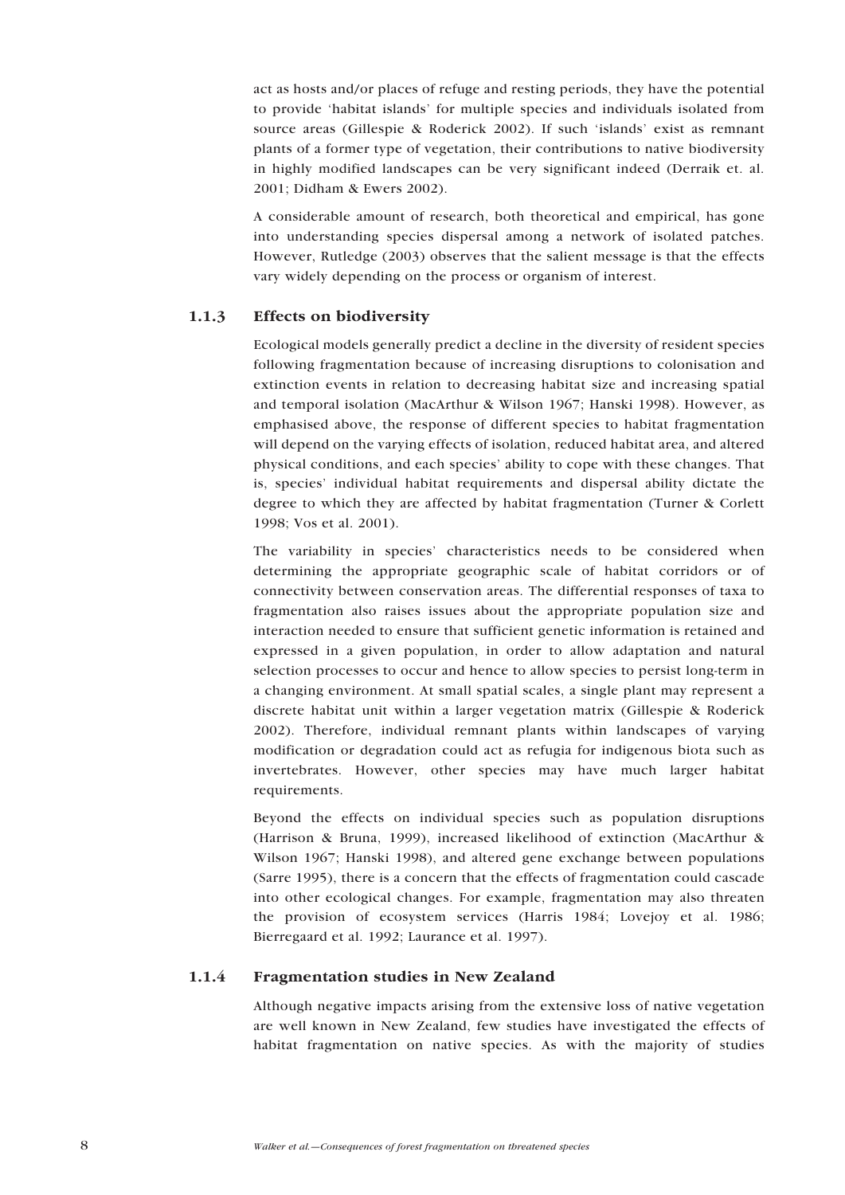act as hosts and/or places of refuge and resting periods, they have the potential to provide 'habitat islands' for multiple species and individuals isolated from source areas (Gillespie & Roderick 2002). If such 'islands' exist as remnant plants of a former type of vegetation, their contributions to native biodiversity in highly modified landscapes can be very significant indeed (Derraik et. al. 2001; Didham & Ewers 2002).

A considerable amount of research, both theoretical and empirical, has gone into understanding species dispersal among a network of isolated patches. However, Rutledge (2003) observes that the salient message is that the effects vary widely depending on the process or organism of interest.

### 1.1.3 Effects on biodiversity

Ecological models generally predict a decline in the diversity of resident species following fragmentation because of increasing disruptions to colonisation and extinction events in relation to decreasing habitat size and increasing spatial and temporal isolation (MacArthur & Wilson 1967; Hanski 1998). However, as emphasised above, the response of different species to habitat fragmentation will depend on the varying effects of isolation, reduced habitat area, and altered physical conditions, and each species' ability to cope with these changes. That is, species' individual habitat requirements and dispersal ability dictate the degree to which they are affected by habitat fragmentation (Turner & Corlett 1998; Vos et al. 2001).

The variability in species' characteristics needs to be considered when determining the appropriate geographic scale of habitat corridors or of connectivity between conservation areas. The differential responses of taxa to fragmentation also raises issues about the appropriate population size and interaction needed to ensure that sufficient genetic information is retained and expressed in a given population, in order to allow adaptation and natural selection processes to occur and hence to allow species to persist long-term in a changing environment. At small spatial scales, a single plant may represent a discrete habitat unit within a larger vegetation matrix (Gillespie & Roderick 2002). Therefore, individual remnant plants within landscapes of varying modification or degradation could act as refugia for indigenous biota such as invertebrates. However, other species may have much larger habitat requirements.

Beyond the effects on individual species such as population disruptions (Harrison & Bruna, 1999), increased likelihood of extinction (MacArthur & Wilson 1967; Hanski 1998), and altered gene exchange between populations (Sarre 1995), there is a concern that the effects of fragmentation could cascade into other ecological changes. For example, fragmentation may also threaten the provision of ecosystem services (Harris 1984; Lovejoy et al. 1986; Bierregaard et al. 1992; Laurance et al. 1997).

### 1.1.4 Fragmentation studies in New Zealand

Although negative impacts arising from the extensive loss of native vegetation are well known in New Zealand, few studies have investigated the effects of habitat fragmentation on native species. As with the majority of studies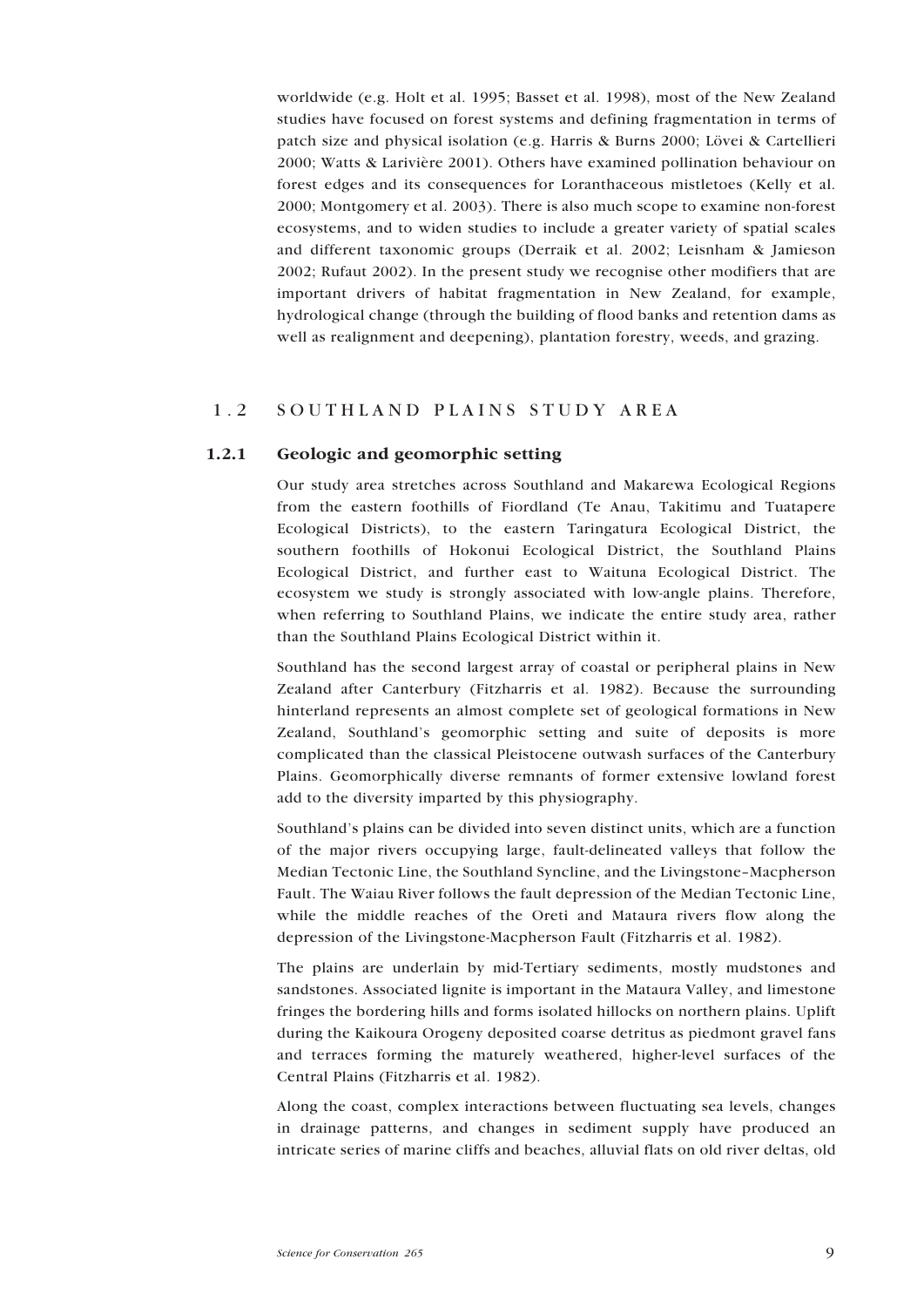worldwide (e.g. Holt et al. 1995; Basset et al. 1998), most of the New Zealand studies have focused on forest systems and defining fragmentation in terms of patch size and physical isolation (e.g. Harris & Burns 2000; Lövei & Cartellieri 2000; Watts & Larivière 2001). Others have examined pollination behaviour on forest edges and its consequences for Loranthaceous mistletoes (Kelly et al. 2000; Montgomery et al. 2003). There is also much scope to examine non-forest ecosystems, and to widen studies to include a greater variety of spatial scales and different taxonomic groups (Derraik et al. 2002; Leisnham & Jamieson 2002; Rufaut 2002). In the present study we recognise other modifiers that are important drivers of habitat fragmentation in New Zealand, for example, hydrological change (through the building of flood banks and retention dams as well as realignment and deepening), plantation forestry, weeds, and grazing.

## 1.2 SOUTHLAND PLAINS STUDY AREA

### 1.2.1 Geologic and geomorphic setting

Our study area stretches across Southland and Makarewa Ecological Regions from the eastern foothills of Fiordland (Te Anau, Takitimu and Tuatapere Ecological Districts), to the eastern Taringatura Ecological District, the southern foothills of Hokonui Ecological District, the Southland Plains Ecological District, and further east to Waituna Ecological District. The ecosystem we study is strongly associated with low-angle plains. Therefore, when referring to Southland Plains, we indicate the entire study area, rather than the Southland Plains Ecological District within it.

Southland has the second largest array of coastal or peripheral plains in New Zealand after Canterbury (Fitzharris et al. 1982). Because the surrounding hinterland represents an almost complete set of geological formations in New Zealand, Southland's geomorphic setting and suite of deposits is more complicated than the classical Pleistocene outwash surfaces of the Canterbury Plains. Geomorphically diverse remnants of former extensive lowland forest add to the diversity imparted by this physiography.

Southland's plains can be divided into seven distinct units, which are a function of the major rivers occupying large, fault-delineated valleys that follow the Median Tectonic Line, the Southland Syncline, and the Livingstone–Macpherson Fault. The Waiau River follows the fault depression of the Median Tectonic Line, while the middle reaches of the Oreti and Mataura rivers flow along the depression of the Livingstone-Macpherson Fault (Fitzharris et al. 1982).

The plains are underlain by mid-Tertiary sediments, mostly mudstones and sandstones. Associated lignite is important in the Mataura Valley, and limestone fringes the bordering hills and forms isolated hillocks on northern plains. Uplift during the Kaikoura Orogeny deposited coarse detritus as piedmont gravel fans and terraces forming the maturely weathered, higher-level surfaces of the Central Plains (Fitzharris et al. 1982).

Along the coast, complex interactions between fluctuating sea levels, changes in drainage patterns, and changes in sediment supply have produced an intricate series of marine cliffs and beaches, alluvial flats on old river deltas, old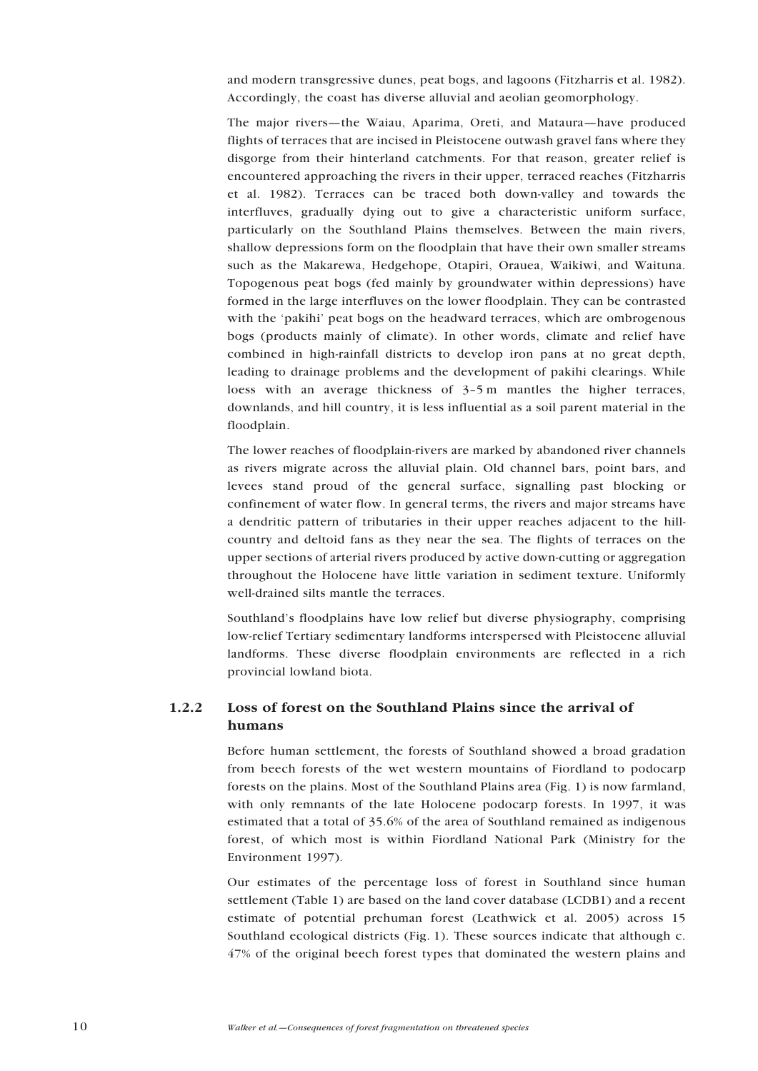and modern transgressive dunes, peat bogs, and lagoons (Fitzharris et al. 1982). Accordingly, the coast has diverse alluvial and aeolian geomorphology.

The major rivers—the Waiau, Aparima, Oreti, and Mataura—have produced flights of terraces that are incised in Pleistocene outwash gravel fans where they disgorge from their hinterland catchments. For that reason, greater relief is encountered approaching the rivers in their upper, terraced reaches (Fitzharris et al. 1982). Terraces can be traced both down-valley and towards the interfluves, gradually dying out to give a characteristic uniform surface, particularly on the Southland Plains themselves. Between the main rivers, shallow depressions form on the floodplain that have their own smaller streams such as the Makarewa, Hedgehope, Otapiri, Orauea, Waikiwi, and Waituna. Topogenous peat bogs (fed mainly by groundwater within depressions) have formed in the large interfluves on the lower floodplain. They can be contrasted with the 'pakihi' peat bogs on the headward terraces, which are ombrogenous bogs (products mainly of climate). In other words, climate and relief have combined in high-rainfall districts to develop iron pans at no great depth, leading to drainage problems and the development of pakihi clearings. While loess with an average thickness of 3–5 m mantles the higher terraces, downlands, and hill country, it is less influential as a soil parent material in the floodplain.

The lower reaches of floodplain-rivers are marked by abandoned river channels as rivers migrate across the alluvial plain. Old channel bars, point bars, and levees stand proud of the general surface, signalling past blocking or confinement of water flow. In general terms, the rivers and major streams have a dendritic pattern of tributaries in their upper reaches adjacent to the hill-country and deltoid fans as they near the sea. The flights of terraces on the upper sections of arterial rivers produced by active down-cutting or aggregation throughout the Holocene have little variation in sediment texture. Uniformly well-drained silts mantle the terraces.

Southland's floodplains have low relief but diverse physiography, comprising low-relief Tertiary sedimentary landforms interspersed with Pleistocene alluvial landforms. These diverse floodplain environments are reflected in a rich provincial lowland biota.

### 1.2.2 Loss of forest on the Southland Plains since the arrival of humans

Before human settlement, the forests of Southland showed a broad gradation from beech forests of the wet western mountains of Fiordland to podocarp forests on the plains. Most of the Southland Plains area (Fig. 1) is now farmland, with only remnants of the late Holocene podocarp forests. In 1997, it was estimated that a total of 35.6% of the area of Southland remained as indigenous forest, of which most is within Fiordland National Park (Ministry for the Environment 1997).

Our estimates of the percentage loss of forest in Southland since human settlement (Table 1) are based on the land cover database (LCDB1) and a recent estimate of potential prehuman forest (Leathwick et al. 2005) across 15 Southland ecological districts (Fig. 1). These sources indicate that although c. 47% of the original beech forest types that dominated the western plains and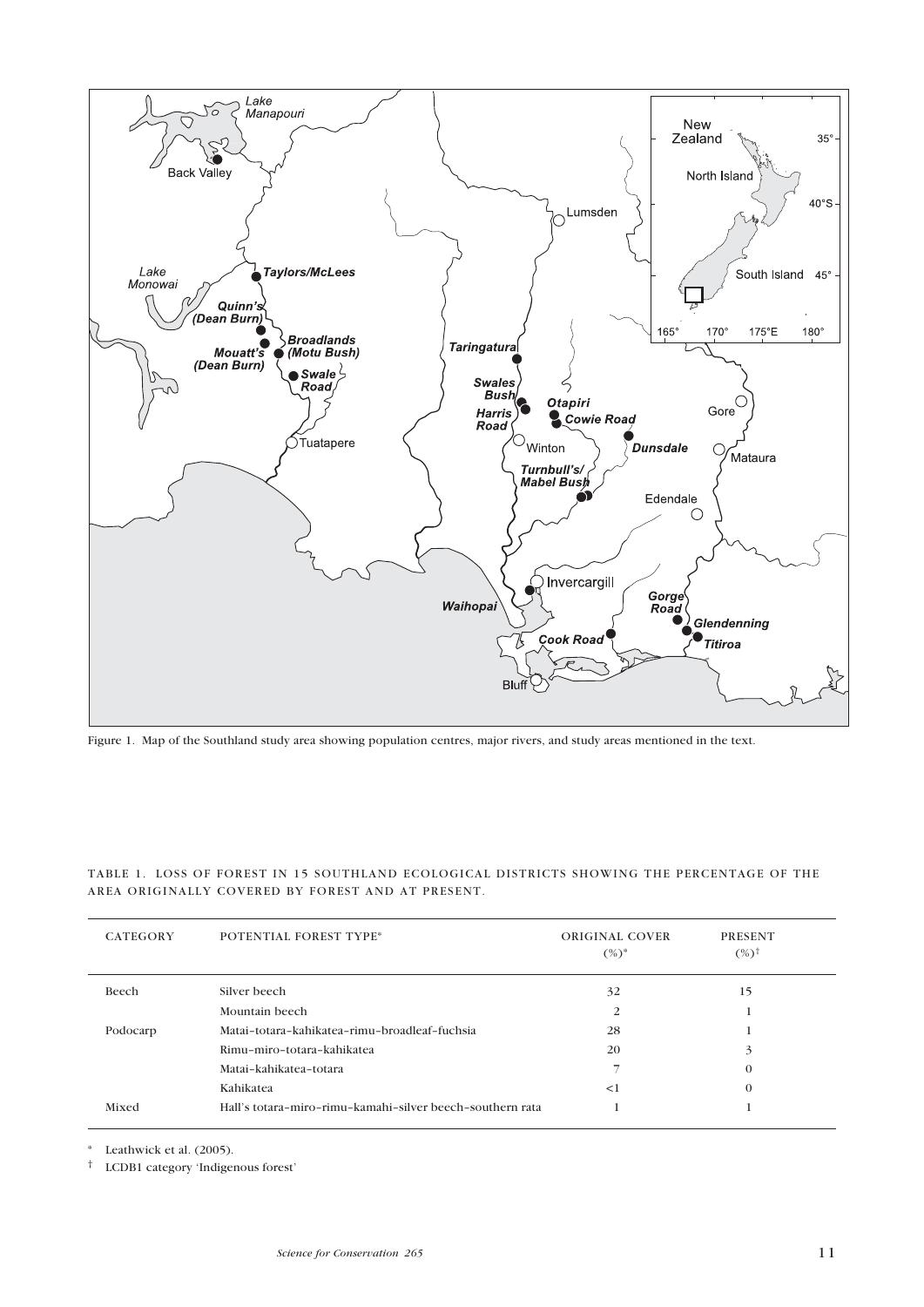Figure 1. Map of the Southland study area showing population centres, major rivers, and study areas mentioned in the text.

TABLE 1. LOSS OF FOREST IN 15 SOUTHLAND ECOLOGICAL DISTRICTS SHOWING THE PERCENTAGE OF THE AREA ORIGINALLY COVERED BY FOREST AND AT PRESENT.

| CATEGORY | POTENTIAL FOREST TYPE* | ORIGINAL COVER (%)* | PRESENT (%)† |
|---|---|---|---|
| Beech | Silver beech | 32 | 15 |
| | Mountain beech | 2 | 1 |
| Podocarp | Matai–totara–kahikatea–rimu–broadleaf–fuchsia | 28 | 1 |
| | Rimu–miro–totara–kahikatea | 20 | 3 |
| | Matai–kahikatea–totara | 7 | 0 |
| | Kahikatea | <1 | 0 |
| Mixed | Hall's totara–miro–rimu–kamahi–silver beech–southern rata | 1 | 1 |

\* Leathwick et al. (2005).

† LCDB1 category 'Indigenous forest'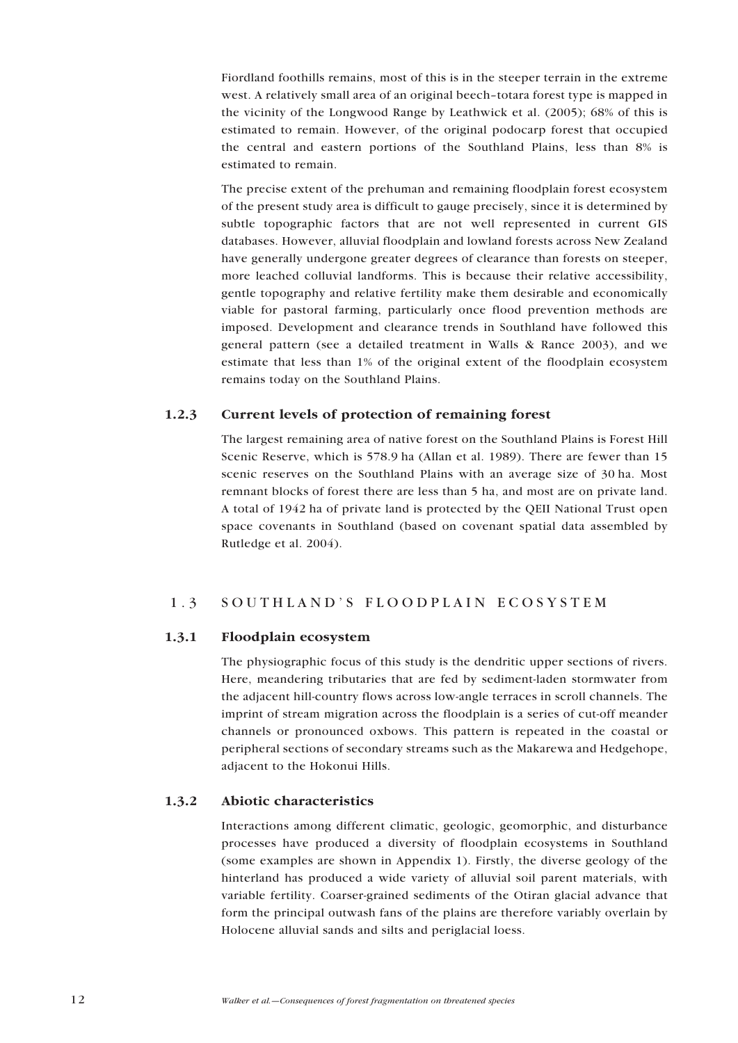Fiordland foothills remains, most of this is in the steeper terrain in the extreme west. A relatively small area of an original beech–totara forest type is mapped in the vicinity of the Longwood Range by Leathwick et al. (2005); 68% of this is estimated to remain. However, of the original podocarp forest that occupied the central and eastern portions of the Southland Plains, less than 8% is estimated to remain.

The precise extent of the prehuman and remaining floodplain forest ecosystem of the present study area is difficult to gauge precisely, since it is determined by subtle topographic factors that are not well represented in current GIS databases. However, alluvial floodplain and lowland forests across New Zealand have generally undergone greater degrees of clearance than forests on steeper, more leached colluvial landforms. This is because their relative accessibility, gentle topography and relative fertility make them desirable and economically viable for pastoral farming, particularly once flood prevention methods are imposed. Development and clearance trends in Southland have followed this general pattern (see a detailed treatment in Walls & Rance 2003), and we estimate that less than 1% of the original extent of the floodplain ecosystem remains today on the Southland Plains.

### 1.2.3 Current levels of protection of remaining forest

The largest remaining area of native forest on the Southland Plains is Forest Hill Scenic Reserve, which is 578.9 ha (Allan et al. 1989). There are fewer than 15 scenic reserves on the Southland Plains with an average size of 30 ha. Most remnant blocks of forest there are less than 5 ha, and most are on private land. A total of 1942 ha of private land is protected by the QEII National Trust open space covenants in Southland (based on covenant spatial data assembled by Rutledge et al. 2004).

## 1.3 SOUTHLAND'S FLOODPLAIN ECOSYSTEM

### 1.3.1 Floodplain ecosystem

The physiographic focus of this study is the dendritic upper sections of rivers. Here, meandering tributaries that are fed by sediment-laden stormwater from the adjacent hill-country flows across low-angle terraces in scroll channels. The imprint of stream migration across the floodplain is a series of cut-off meander channels or pronounced oxbows. This pattern is repeated in the coastal or peripheral sections of secondary streams such as the Makarewa and Hedgehope, adjacent to the Hokonui Hills.

### 1.3.2 Abiotic characteristics

Interactions among different climatic, geologic, geomorphic, and disturbance processes have produced a diversity of floodplain ecosystems in Southland (some examples are shown in Appendix 1). Firstly, the diverse geology of the hinterland has produced a wide variety of alluvial soil parent materials, with variable fertility. Coarser-grained sediments of the Otiran glacial advance that form the principal outwash fans of the plains are therefore variably overlain by Holocene alluvial sands and silts and periglacial loess.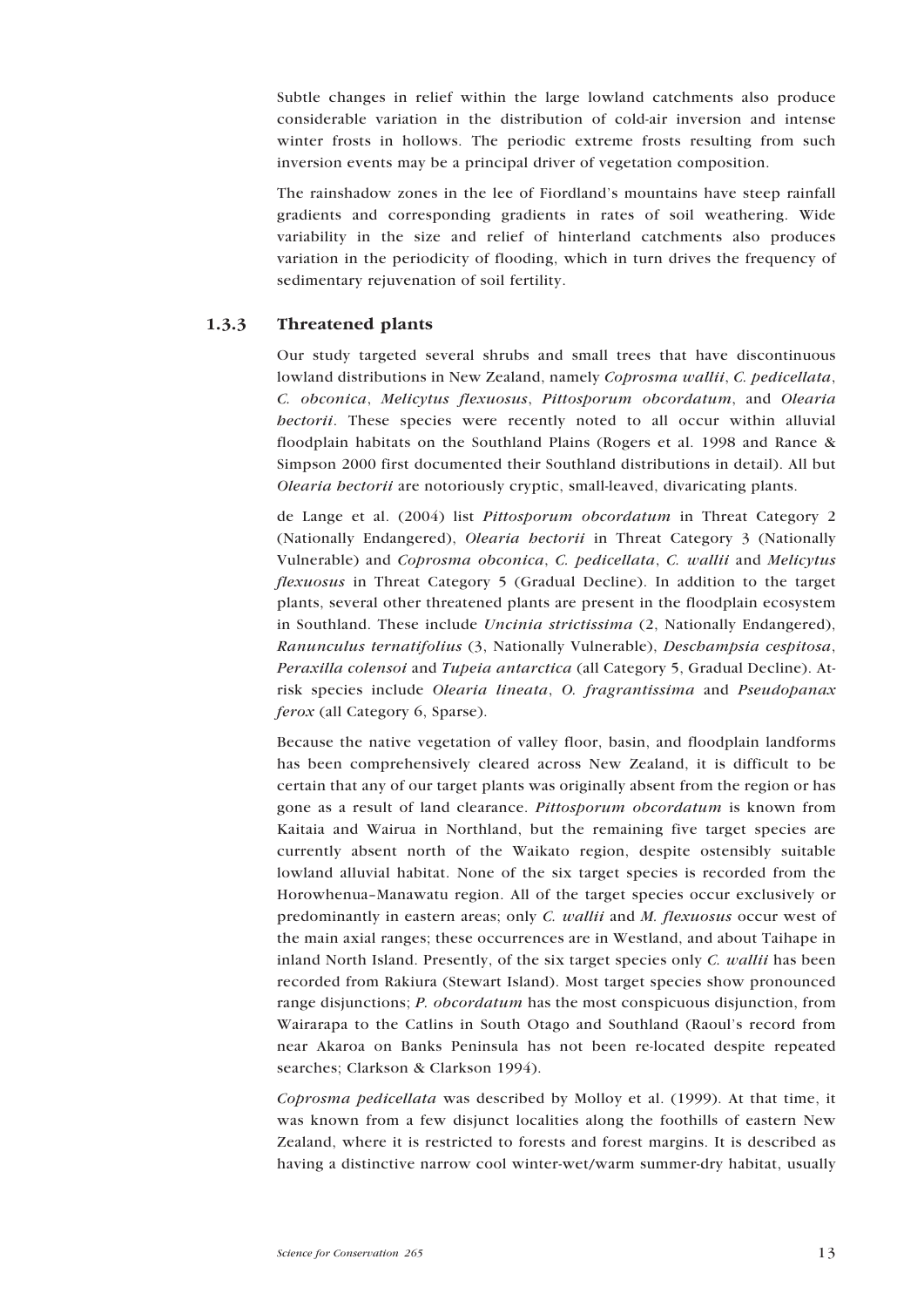Subtle changes in relief within the large lowland catchments also produce considerable variation in the distribution of cold-air inversion and intense winter frosts in hollows. The periodic extreme frosts resulting from such inversion events may be a principal driver of vegetation composition.

The rainshadow zones in the lee of Fiordland's mountains have steep rainfall gradients and corresponding gradients in rates of soil weathering. Wide variability in the size and relief of hinterland catchments also produces variation in the periodicity of flooding, which in turn drives the frequency of sedimentary rejuvenation of soil fertility.

### 1.3.3 Threatened plants

Our study targeted several shrubs and small trees that have discontinuous lowland distributions in New Zealand, namely *Coprosma wallii*, *C. pedicellata*, *C. obconica*, *Melicytus flexuosus*, *Pittosporum obcordatum*, and *Olearia hectorii*. These species were recently noted to all occur within alluvial floodplain habitats on the Southland Plains (Rogers et al. 1998 and Rance & Simpson 2000 first documented their Southland distributions in detail). All but *Olearia hectorii* are notoriously cryptic, small-leaved, divaricating plants.

de Lange et al. (2004) list *Pittosporum obcordatum* in Threat Category 2 (Nationally Endangered), *Olearia hectorii* in Threat Category 3 (Nationally Vulnerable) and *Coprosma obconica*, *C. pedicellata*, *C. wallii* and *Melicytus flexuosus* in Threat Category 5 (Gradual Decline). In addition to the target plants, several other threatened plants are present in the floodplain ecosystem in Southland. These include *Uncinia strictissima* (2, Nationally Endangered), *Ranunculus ternatifolius* (3, Nationally Vulnerable), *Deschampsia cespitosa*, *Peraxilla colensoi* and *Tupeia antarctica* (all Category 5, Gradual Decline). At-risk species include *Olearia lineata*, *O. fragrantissima* and *Pseudopanax ferox* (all Category 6, Sparse).

Because the native vegetation of valley floor, basin, and floodplain landforms has been comprehensively cleared across New Zealand, it is difficult to be certain that any of our target plants was originally absent from the region or has gone as a result of land clearance. *Pittosporum obcordatum* is known from Kaitaia and Wairua in Northland, but the remaining five target species are currently absent north of the Waikato region, despite ostensibly suitable lowland alluvial habitat. None of the six target species is recorded from the Horowhenua–Manawatu region. All of the target species occur exclusively or predominantly in eastern areas; only *C. wallii* and *M. flexuosus* occur west of the main axial ranges; these occurrences are in Westland, and about Taihape in inland North Island. Presently, of the six target species only *C. wallii* has been recorded from Rakiura (Stewart Island). Most target species show pronounced range disjunctions; *P. obcordatum* has the most conspicuous disjunction, from Wairarapa to the Catlins in South Otago and Southland (Raoul's record from near Akaroa on Banks Peninsula has not been re-located despite repeated searches; Clarkson & Clarkson 1994).

*Coprosma pedicellata* was described by Molloy et al. (1999). At that time, it was known from a few disjunct localities along the foothills of eastern New Zealand, where it is restricted to forests and forest margins. It is described as having a distinctive narrow cool winter-wet/warm summer-dry habitat, usually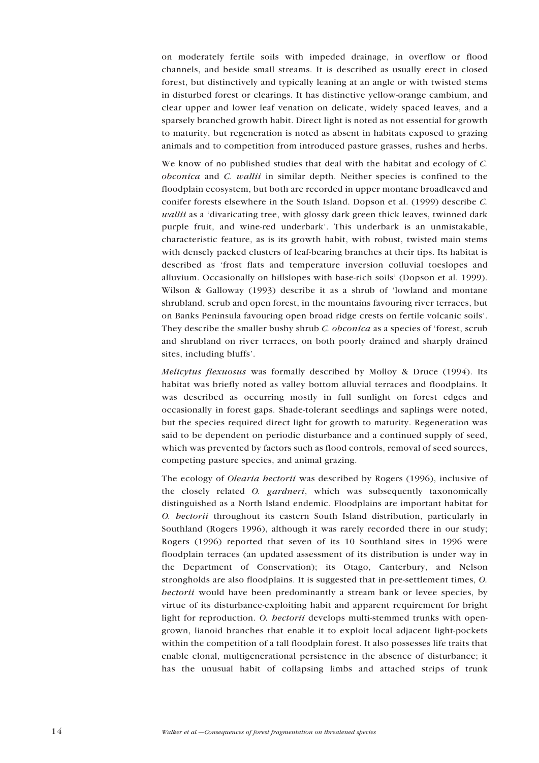on moderately fertile soils with impeded drainage, in overflow or flood channels, and beside small streams. It is described as usually erect in closed forest, but distinctively and typically leaning at an angle or with twisted stems in disturbed forest or clearings. It has distinctive yellow-orange cambium, and clear upper and lower leaf venation on delicate, widely spaced leaves, and a sparsely branched growth habit. Direct light is noted as not essential for growth to maturity, but regeneration is noted as absent in habitats exposed to grazing animals and to competition from introduced pasture grasses, rushes and herbs.

We know of no published studies that deal with the habitat and ecology of *C. obconica* and *C. wallii* in similar depth. Neither species is confined to the floodplain ecosystem, but both are recorded in upper montane broadleaved and conifer forests elsewhere in the South Island. Dopson et al. (1999) describe *C. wallii* as a 'divaricating tree, with glossy dark green thick leaves, twinned dark purple fruit, and wine-red underbark'. This underbark is an unmistakable, characteristic feature, as is its growth habit, with robust, twisted main stems with densely packed clusters of leaf-bearing branches at their tips. Its habitat is described as 'frost flats and temperature inversion colluvial toeslopes and alluvium. Occasionally on hillslopes with base-rich soils' (Dopson et al. 1999). Wilson & Galloway (1993) describe it as a shrub of 'lowland and montane shrubland, scrub and open forest, in the mountains favouring river terraces, but on Banks Peninsula favouring open broad ridge crests on fertile volcanic soils'. They describe the smaller bushy shrub *C. obconica* as a species of 'forest, scrub and shrubland on river terraces, on both poorly drained and sharply drained sites, including bluffs'.

*Melicytus flexuosus* was formally described by Molloy & Druce (1994). Its habitat was briefly noted as valley bottom alluvial terraces and floodplains. It was described as occurring mostly in full sunlight on forest edges and occasionally in forest gaps. Shade-tolerant seedlings and saplings were noted, but the species required direct light for growth to maturity. Regeneration was said to be dependent on periodic disturbance and a continued supply of seed, which was prevented by factors such as flood controls, removal of seed sources, competing pasture species, and animal grazing.

The ecology of *Olearia hectorii* was described by Rogers (1996), inclusive of the closely related *O. gardneri*, which was subsequently taxonomically distinguished as a North Island endemic. Floodplains are important habitat for *O. hectorii* throughout its eastern South Island distribution, particularly in Southland (Rogers 1996), although it was rarely recorded there in our study; Rogers (1996) reported that seven of its 10 Southland sites in 1996 were floodplain terraces (an updated assessment of its distribution is under way in the Department of Conservation); its Otago, Canterbury, and Nelson strongholds are also floodplains. It is suggested that in pre-settlement times, *O. hectorii* would have been predominantly a stream bank or levee species, by virtue of its disturbance-exploiting habit and apparent requirement for bright light for reproduction. *O. hectorii* develops multi-stemmed trunks with open-grown, lianoid branches that enable it to exploit local adjacent light-pockets within the competition of a tall floodplain forest. It also possesses life traits that enable clonal, multigenerational persistence in the absence of disturbance; it has the unusual habit of collapsing limbs and attached strips of trunk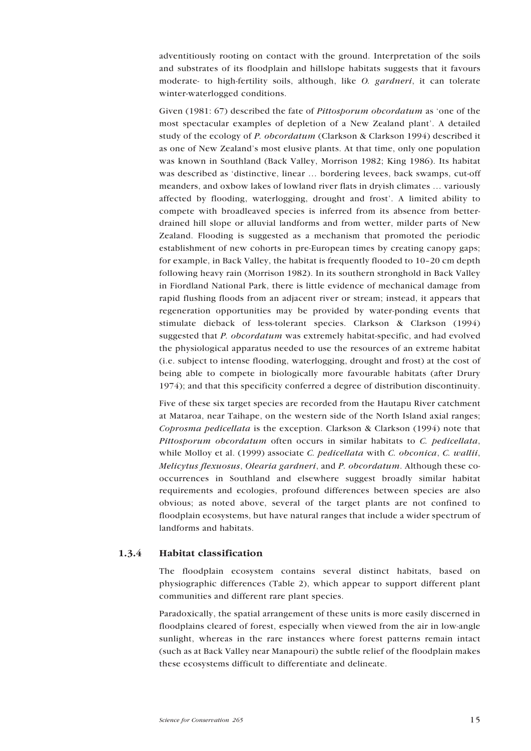adventitiously rooting on contact with the ground. Interpretation of the soils and substrates of its floodplain and hillslope habitats suggests that it favours moderate- to high-fertility soils, although, like *O. gardneri*, it can tolerate winter-waterlogged conditions.

Given (1981: 67) described the fate of *Pittosporum obcordatum* as 'one of the most spectacular examples of depletion of a New Zealand plant'. A detailed study of the ecology of *P. obcordatum* (Clarkson & Clarkson 1994) described it as one of New Zealand's most elusive plants. At that time, only one population was known in Southland (Back Valley, Morrison 1982; King 1986). Its habitat was described as 'distinctive, linear … bordering levees, back swamps, cut-off meanders, and oxbow lakes of lowland river flats in dryish climates … variously affected by flooding, waterlogging, drought and frost'. A limited ability to compete with broadleaved species is inferred from its absence from better-drained hill slope or alluvial landforms and from wetter, milder parts of New Zealand. Flooding is suggested as a mechanism that promoted the periodic establishment of new cohorts in pre-European times by creating canopy gaps; for example, in Back Valley, the habitat is frequently flooded to 10–20 cm depth following heavy rain (Morrison 1982). In its southern stronghold in Back Valley in Fiordland National Park, there is little evidence of mechanical damage from rapid flushing floods from an adjacent river or stream; instead, it appears that regeneration opportunities may be provided by water-ponding events that stimulate dieback of less-tolerant species. Clarkson & Clarkson (1994) suggested that *P. obcordatum* was extremely habitat-specific, and had evolved the physiological apparatus needed to use the resources of an extreme habitat (i.e. subject to intense flooding, waterlogging, drought and frost) at the cost of being able to compete in biologically more favourable habitats (after Drury 1974); and that this specificity conferred a degree of distribution discontinuity.

Five of these six target species are recorded from the Hautapu River catchment at Mataroa, near Taihape, on the western side of the North Island axial ranges; *Coprosma pedicellata* is the exception. Clarkson & Clarkson (1994) note that *Pittosporum obcordatum* often occurs in similar habitats to *C. pedicellata*, while Molloy et al. (1999) associate *C. pedicellata* with *C. obconica*, *C. wallii*, *Melicytus flexuosus*, *Olearia gardneri*, and *P. obcordatum*. Although these co-occurrences in Southland and elsewhere suggest broadly similar habitat requirements and ecologies, profound differences between species are also obvious; as noted above, several of the target plants are not confined to floodplain ecosystems, but have natural ranges that include a wider spectrum of landforms and habitats.

### 1.3.4 Habitat classification

The floodplain ecosystem contains several distinct habitats, based on physiographic differences (Table 2), which appear to support different plant communities and different rare plant species.

Paradoxically, the spatial arrangement of these units is more easily discerned in floodplains cleared of forest, especially when viewed from the air in low-angle sunlight, whereas in the rare instances where forest patterns remain intact (such as at Back Valley near Manapouri) the subtle relief of the floodplain makes these ecosystems difficult to differentiate and delineate.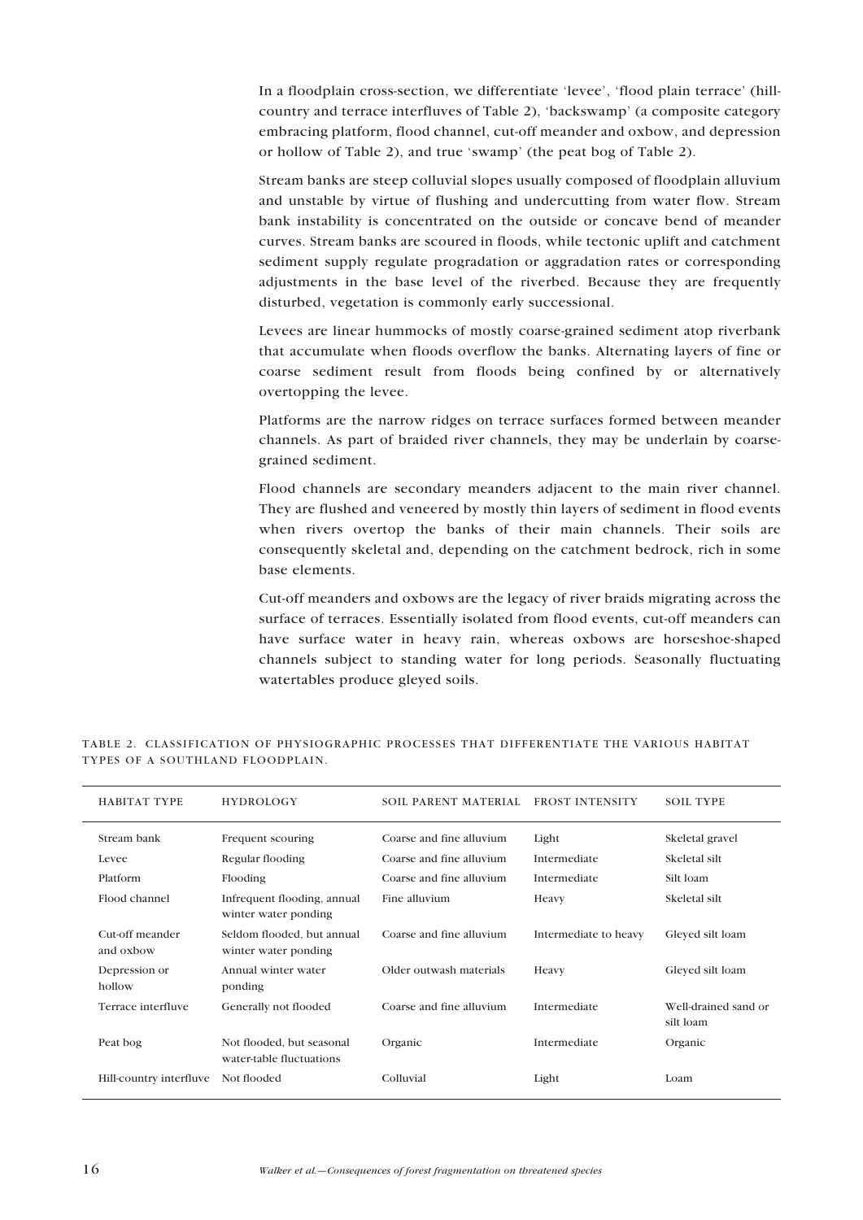In a floodplain cross-section, we differentiate 'levee', 'flood plain terrace' (hill-country and terrace interfluves of Table 2), 'backswamp' (a composite category embracing platform, flood channel, cut-off meander and oxbow, and depression or hollow of Table 2), and true 'swamp' (the peat bog of Table 2).

Stream banks are steep colluvial slopes usually composed of floodplain alluvium and unstable by virtue of flushing and undercutting from water flow. Stream bank instability is concentrated on the outside or concave bend of meander curves. Stream banks are scoured in floods, while tectonic uplift and catchment sediment supply regulate progradation or aggradation rates or corresponding adjustments in the base level of the riverbed. Because they are frequently disturbed, vegetation is commonly early successional.

Levees are linear hummocks of mostly coarse-grained sediment atop riverbank that accumulate when floods overflow the banks. Alternating layers of fine or coarse sediment result from floods being confined by or alternatively overtopping the levee.

Platforms are the narrow ridges on terrace surfaces formed between meander channels. As part of braided river channels, they may be underlain by coarse-grained sediment.

Flood channels are secondary meanders adjacent to the main river channel. They are flushed and veneered by mostly thin layers of sediment in flood events when rivers overtop the banks of their main channels. Their soils are consequently skeletal and, depending on the catchment bedrock, rich in some base elements.

Cut-off meanders and oxbows are the legacy of river braids migrating across the surface of terraces. Essentially isolated from flood events, cut-off meanders can have surface water in heavy rain, whereas oxbows are horseshoe-shaped channels subject to standing water for long periods. Seasonally fluctuating watertables produce gleyed soils.

TABLE 2. CLASSIFICATION OF PHYSIOGRAPHIC PROCESSES THAT DIFFERENTIATE THE VARIOUS HABITAT TYPES OF A SOUTHLAND FLOODPLAIN.

| HABITAT TYPE | HYDROLOGY | SOIL PARENT MATERIAL | FROST INTENSITY | SOIL TYPE |
|---|---|---|---|---|
| Stream bank | Frequent scouring | Coarse and fine alluvium | Light | Skeletal gravel |
| Levee | Regular flooding | Coarse and fine alluvium | Intermediate | Skeletal silt |
| Platform | Flooding | Coarse and fine alluvium | Intermediate | Silt loam |
| Flood channel | Infrequent flooding, annual winter water ponding | Fine alluvium | Heavy | Skeletal silt |
| Cut-off meander and oxbow | Seldom flooded, but annual winter water ponding | Coarse and fine alluvium | Intermediate to heavy | Gleyed silt loam |
| Depression or hollow | Annual winter water ponding | Older outwash materials | Heavy | Gleyed silt loam |
| Terrace interfluve | Generally not flooded | Coarse and fine alluvium | Intermediate | Well-drained sand or silt loam |
| Peat bog | Not flooded, but seasonal water-table fluctuations | Organic | Intermediate | Organic |
| Hill-country interfluve | Not flooded | Colluvial | Light | Loam |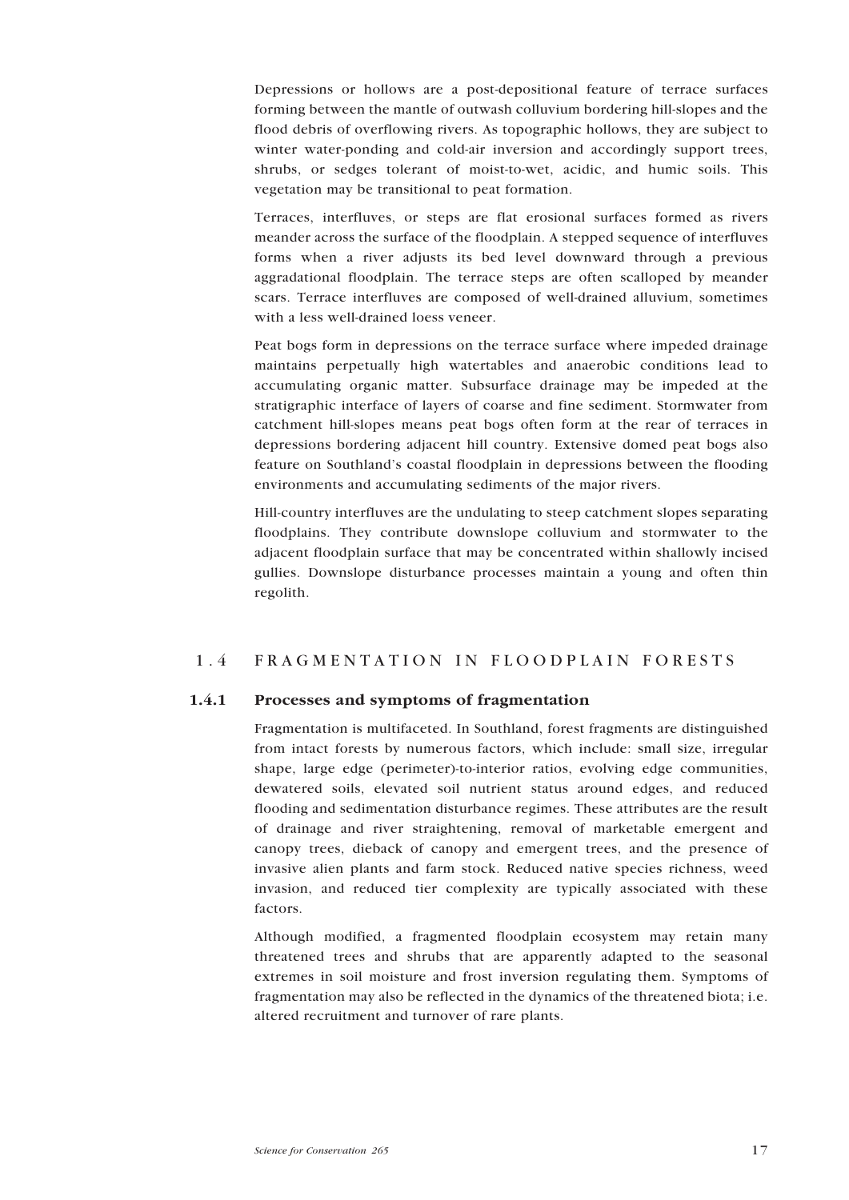Depressions or hollows are a post-depositional feature of terrace surfaces forming between the mantle of outwash colluvium bordering hill-slopes and the flood debris of overflowing rivers. As topographic hollows, they are subject to winter water-ponding and cold-air inversion and accordingly support trees, shrubs, or sedges tolerant of moist-to-wet, acidic, and humic soils. This vegetation may be transitional to peat formation.

Terraces, interfluves, or steps are flat erosional surfaces formed as rivers meander across the surface of the floodplain. A stepped sequence of interfluves forms when a river adjusts its bed level downward through a previous aggradational floodplain. The terrace steps are often scalloped by meander scars. Terrace interfluves are composed of well-drained alluvium, sometimes with a less well-drained loess veneer.

Peat bogs form in depressions on the terrace surface where impeded drainage maintains perpetually high watertables and anaerobic conditions lead to accumulating organic matter. Subsurface drainage may be impeded at the stratigraphic interface of layers of coarse and fine sediment. Stormwater from catchment hill-slopes means peat bogs often form at the rear of terraces in depressions bordering adjacent hill country. Extensive domed peat bogs also feature on Southland's coastal floodplain in depressions between the flooding environments and accumulating sediments of the major rivers.

Hill-country interfluves are the undulating to steep catchment slopes separating floodplains. They contribute downslope colluvium and stormwater to the adjacent floodplain surface that may be concentrated within shallowly incised gullies. Downslope disturbance processes maintain a young and often thin regolith.

## 1.4 FRAGMENTATION IN FLOODPLAIN FORESTS

### 1.4.1 Processes and symptoms of fragmentation

Fragmentation is multifaceted. In Southland, forest fragments are distinguished from intact forests by numerous factors, which include: small size, irregular shape, large edge (perimeter)-to-interior ratios, evolving edge communities, dewatered soils, elevated soil nutrient status around edges, and reduced flooding and sedimentation disturbance regimes. These attributes are the result of drainage and river straightening, removal of marketable emergent and canopy trees, dieback of canopy and emergent trees, and the presence of invasive alien plants and farm stock. Reduced native species richness, weed invasion, and reduced tier complexity are typically associated with these factors.

Although modified, a fragmented floodplain ecosystem may retain many threatened trees and shrubs that are apparently adapted to the seasonal extremes in soil moisture and frost inversion regulating them. Symptoms of fragmentation may also be reflected in the dynamics of the threatened biota; i.e. altered recruitment and turnover of rare plants.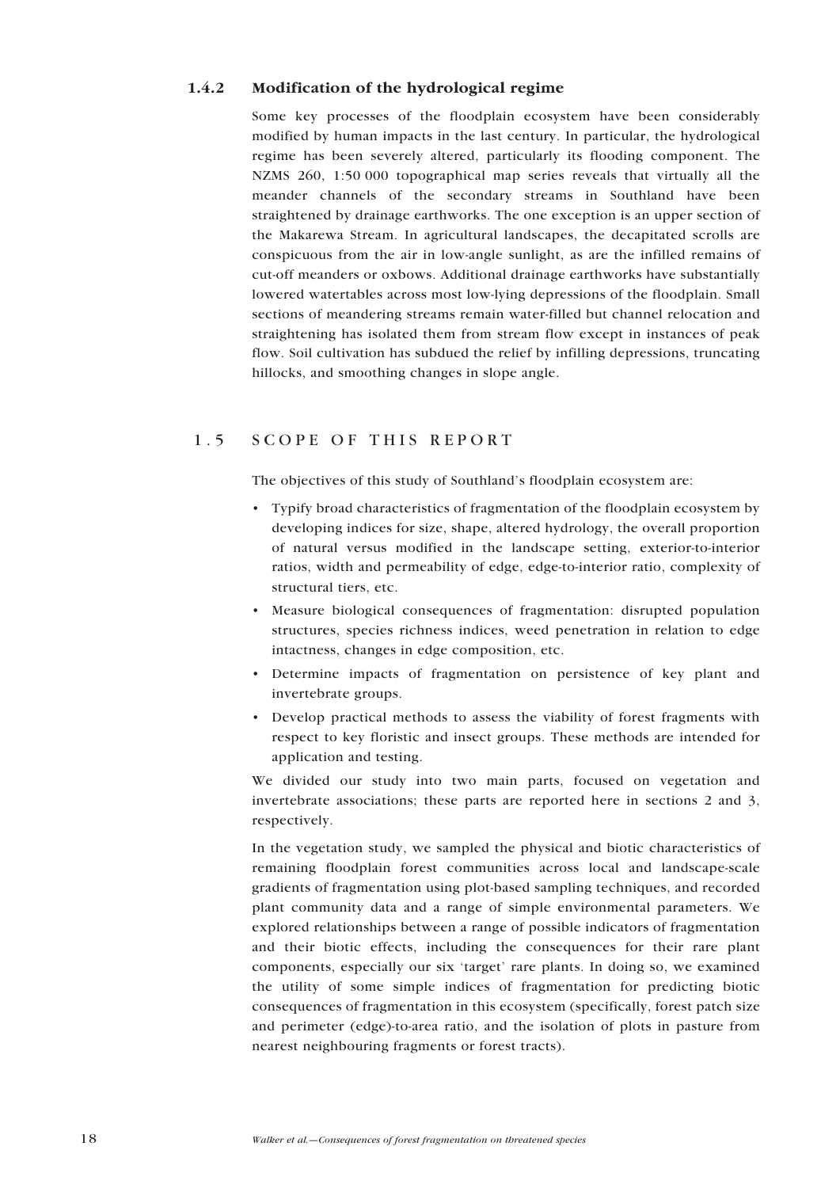### 1.4.2 Modification of the hydrological regime

Some key processes of the floodplain ecosystem have been considerably modified by human impacts in the last century. In particular, the hydrological regime has been severely altered, particularly its flooding component. The NZMS 260, 1:50 000 topographical map series reveals that virtually all the meander channels of the secondary streams in Southland have been straightened by drainage earthworks. The one exception is an upper section of the Makarewa Stream. In agricultural landscapes, the decapitated scrolls are conspicuous from the air in low-angle sunlight, as are the infilled remains of cut-off meanders or oxbows. Additional drainage earthworks have substantially lowered watertables across most low-lying depressions of the floodplain. Small sections of meandering streams remain water-filled but channel relocation and straightening has isolated them from stream flow except in instances of peak flow. Soil cultivation has subdued the relief by infilling depressions, truncating hillocks, and smoothing changes in slope angle.

## 1.5 SCOPE OF THIS REPORT

The objectives of this study of Southland's floodplain ecosystem are:

- Typify broad characteristics of fragmentation of the floodplain ecosystem by developing indices for size, shape, altered hydrology, the overall proportion of natural versus modified in the landscape setting, exterior-to-interior ratios, width and permeability of edge, edge-to-interior ratio, complexity of structural tiers, etc.
- Measure biological consequences of fragmentation: disrupted population structures, species richness indices, weed penetration in relation to edge intactness, changes in edge composition, etc.
- Determine impacts of fragmentation on persistence of key plant and invertebrate groups.
- Develop practical methods to assess the viability of forest fragments with respect to key floristic and insect groups. These methods are intended for application and testing.

We divided our study into two main parts, focused on vegetation and invertebrate associations; these parts are reported here in sections 2 and 3, respectively.

In the vegetation study, we sampled the physical and biotic characteristics of remaining floodplain forest communities across local and landscape-scale gradients of fragmentation using plot-based sampling techniques, and recorded plant community data and a range of simple environmental parameters. We explored relationships between a range of possible indicators of fragmentation and their biotic effects, including the consequences for their rare plant components, especially our six 'target' rare plants. In doing so, we examined the utility of some simple indices of fragmentation for predicting biotic consequences of fragmentation in this ecosystem (specifically, forest patch size and perimeter (edge)-to-area ratio, and the isolation of plots in pasture from nearest neighbouring fragments or forest tracts).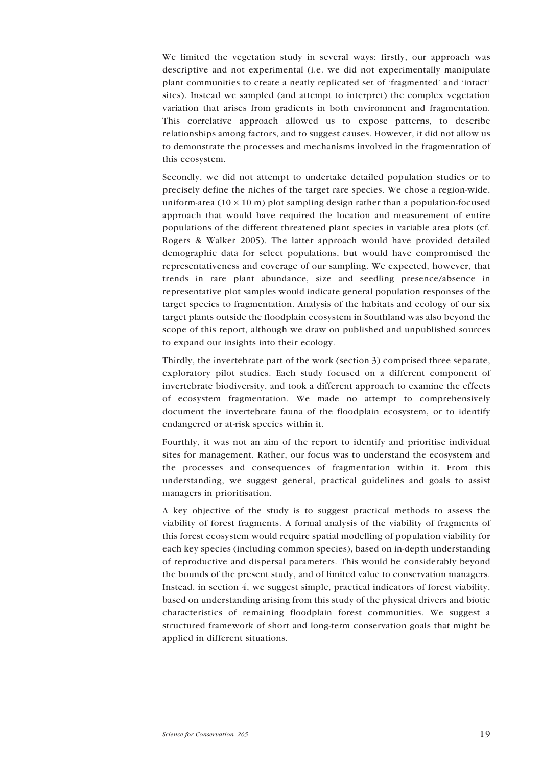We limited the vegetation study in several ways: firstly, our approach was descriptive and not experimental (i.e. we did not experimentally manipulate plant communities to create a neatly replicated set of 'fragmented' and 'intact' sites). Instead we sampled (and attempt to interpret) the complex vegetation variation that arises from gradients in both environment and fragmentation. This correlative approach allowed us to expose patterns, to describe relationships among factors, and to suggest causes. However, it did not allow us to demonstrate the processes and mechanisms involved in the fragmentation of this ecosystem.

Secondly, we did not attempt to undertake detailed population studies or to precisely define the niches of the target rare species. We chose a region-wide, uniform-area ($10 \times 10$ m) plot sampling design rather than a population-focused approach that would have required the location and measurement of entire populations of the different threatened plant species in variable area plots (cf. Rogers & Walker 2005). The latter approach would have provided detailed demographic data for select populations, but would have compromised the representativeness and coverage of our sampling. We expected, however, that trends in rare plant abundance, size and seedling presence/absence in representative plot samples would indicate general population responses of the target species to fragmentation. Analysis of the habitats and ecology of our six target plants outside the floodplain ecosystem in Southland was also beyond the scope of this report, although we draw on published and unpublished sources to expand our insights into their ecology.

Thirdly, the invertebrate part of the work (section 3) comprised three separate, exploratory pilot studies. Each study focused on a different component of invertebrate biodiversity, and took a different approach to examine the effects of ecosystem fragmentation. We made no attempt to comprehensively document the invertebrate fauna of the floodplain ecosystem, or to identify endangered or at-risk species within it.

Fourthly, it was not an aim of the report to identify and prioritise individual sites for management. Rather, our focus was to understand the ecosystem and the processes and consequences of fragmentation within it. From this understanding, we suggest general, practical guidelines and goals to assist managers in prioritisation.

A key objective of the study is to suggest practical methods to assess the viability of forest fragments. A formal analysis of the viability of fragments of this forest ecosystem would require spatial modelling of population viability for each key species (including common species), based on in-depth understanding of reproductive and dispersal parameters. This would be considerably beyond the bounds of the present study, and of limited value to conservation managers. Instead, in section 4, we suggest simple, practical indicators of forest viability, based on understanding arising from this study of the physical drivers and biotic characteristics of remaining floodplain forest communities. We suggest a structured framework of short and long-term conservation goals that might be applied in different situations.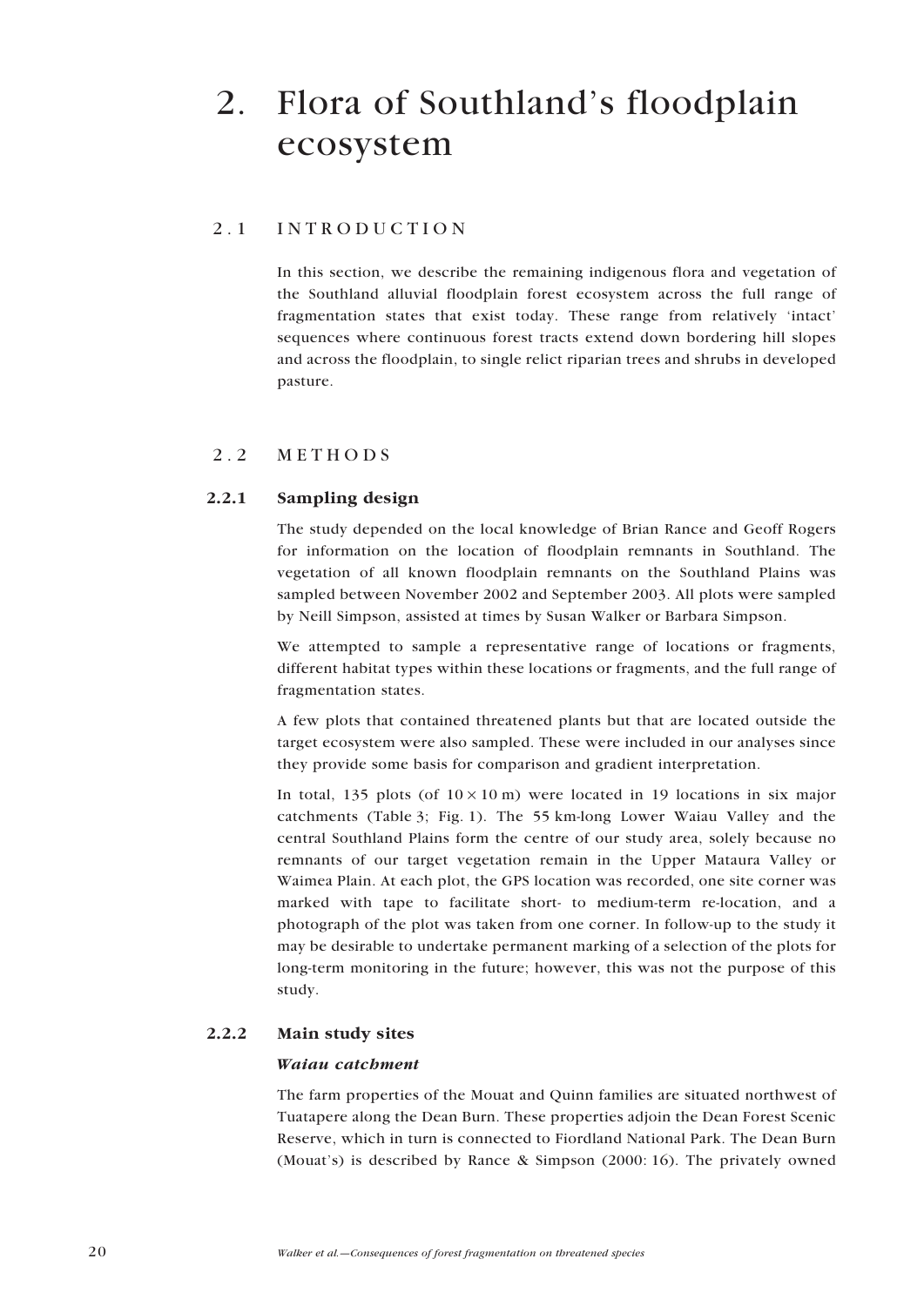# 2. Flora of Southland's floodplain ecosystem

## 2.1 INTRODUCTION

In this section, we describe the remaining indigenous flora and vegetation of the Southland alluvial floodplain forest ecosystem across the full range of fragmentation states that exist today. These range from relatively 'intact' sequences where continuous forest tracts extend down bordering hill slopes and across the floodplain, to single relict riparian trees and shrubs in developed pasture.

## 2.2 METHODS

### 2.2.1 Sampling design

The study depended on the local knowledge of Brian Rance and Geoff Rogers for information on the location of floodplain remnants in Southland. The vegetation of all known floodplain remnants on the Southland Plains was sampled between November 2002 and September 2003. All plots were sampled by Neill Simpson, assisted at times by Susan Walker or Barbara Simpson.

We attempted to sample a representative range of locations or fragments, different habitat types within these locations or fragments, and the full range of fragmentation states.

A few plots that contained threatened plants but that are located outside the target ecosystem were also sampled. These were included in our analyses since they provide some basis for comparison and gradient interpretation.

In total, 135 plots (of $10 \times 10$ m) were located in 19 locations in six major catchments (Table 3; Fig. 1). The 55 km-long Lower Waiau Valley and the central Southland Plains form the centre of our study area, solely because no remnants of our target vegetation remain in the Upper Mataura Valley or Waimea Plain. At each plot, the GPS location was recorded, one site corner was marked with tape to facilitate short- to medium-term re-location, and a photograph of the plot was taken from one corner. In follow-up to the study it may be desirable to undertake permanent marking of a selection of the plots for long-term monitoring in the future; however, this was not the purpose of this study.

### 2.2.2 Main study sites

#### *Waiau catchment*

The farm properties of the Mouat and Quinn families are situated northwest of Tuatapere along the Dean Burn. These properties adjoin the Dean Forest Scenic Reserve, which in turn is connected to Fiordland National Park. The Dean Burn (Mouat's) is described by Rance & Simpson (2000: 16). The privately owned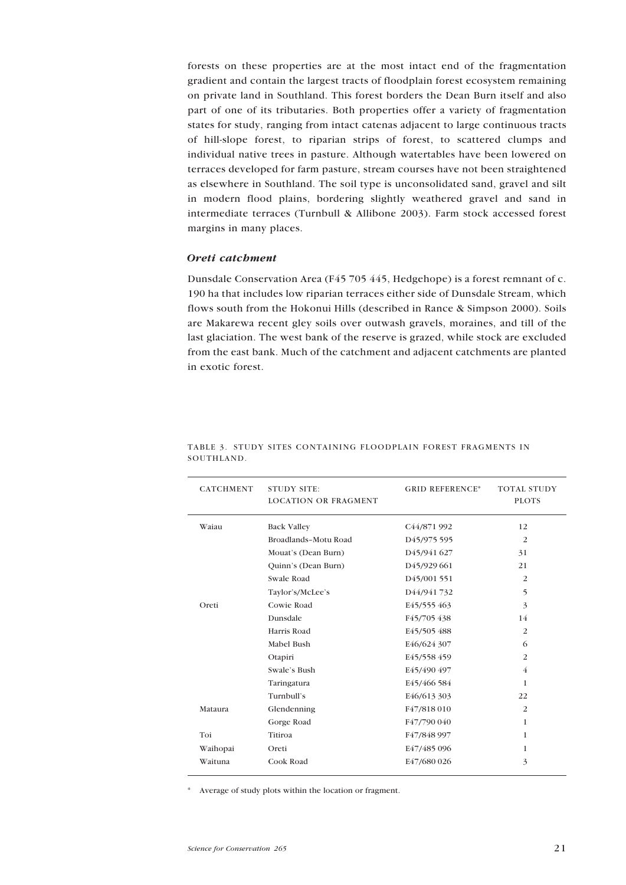forests on these properties are at the most intact end of the fragmentation gradient and contain the largest tracts of floodplain forest ecosystem remaining on private land in Southland. This forest borders the Dean Burn itself and also part of one of its tributaries. Both properties offer a variety of fragmentation states for study, ranging from intact catenas adjacent to large continuous tracts of hill-slope forest, to riparian strips of forest, to scattered clumps and individual native trees in pasture. Although watertables have been lowered on terraces developed for farm pasture, stream courses have not been straightened as elsewhere in Southland. The soil type is unconsolidated sand, gravel and silt in modern flood plains, bordering slightly weathered gravel and sand in intermediate terraces (Turnbull & Allibone 2003). Farm stock accessed forest margins in many places.

### *Oreti catchment*

Dunsdale Conservation Area (F45 705 445, Hedgehope) is a forest remnant of c. 190 ha that includes low riparian terraces either side of Dunsdale Stream, which flows south from the Hokonui Hills (described in Rance & Simpson 2000). Soils are Makarewa recent gley soils over outwash gravels, moraines, and till of the last glaciation. The west bank of the reserve is grazed, while stock are excluded from the east bank. Much of the catchment and adjacent catchments are planted in exotic forest.

TABLE 3. STUDY SITES CONTAINING FLOODPLAIN FOREST FRAGMENTS IN SOUTHLAND.

| CATCHMENT | STUDY SITE: LOCATION OR FRAGMENT | GRID REFERENCE* | TOTAL STUDY PLOTS |
|---|---|---|---|
| Waiau | Back Valley | C44/871 992 | 12 |
| | Broadlands–Motu Road | D45/975 595 | 2 |
| | Mouat's (Dean Burn) | D45/941 627 | 31 |
| | Quinn's (Dean Burn) | D45/929 661 | 21 |
| | Swale Road | D45/001 551 | 2 |
| | Taylor's/McLee's | D44/941 732 | 5 |
| Oreti | Cowie Road | E45/555 463 | 3 |
| | Dunsdale | F45/705 438 | 14 |
| | Harris Road | E45/505 488 | 2 |
| | Mabel Bush | E46/624 307 | 6 |
| | Otapiri | E45/558 459 | 2 |
| | Swale's Bush | E45/490 497 | 4 |
| | Taringatura | E45/466 584 | 1 |
| | Turnbull's | E46/613 303 | 22 |
| Mataura | Glendenning | F47/818 010 | 2 |
| | Gorge Road | F47/790 040 | 1 |
| Toi | Titiroa | F47/848 997 | 1 |
| Waihopai | Oreti | E47/485 096 | 1 |
| Waituna | Cook Road | E47/680 026 | 3 |

\* Average of study plots within the location or fragment.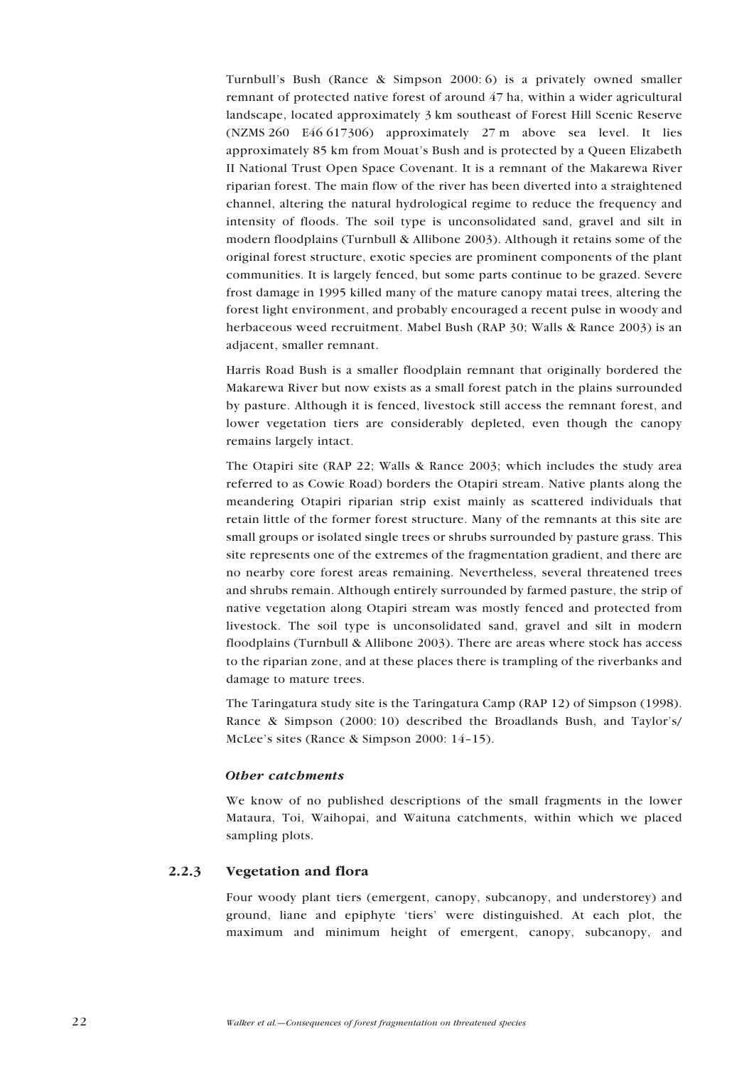Turnbull's Bush (Rance & Simpson 2000: 6) is a privately owned smaller remnant of protected native forest of around 47 ha, within a wider agricultural landscape, located approximately 3 km southeast of Forest Hill Scenic Reserve (NZMS 260 E46 617306) approximately 27 m above sea level. It lies approximately 85 km from Mouat's Bush and is protected by a Queen Elizabeth II National Trust Open Space Covenant. It is a remnant of the Makarewa River riparian forest. The main flow of the river has been diverted into a straightened channel, altering the natural hydrological regime to reduce the frequency and intensity of floods. The soil type is unconsolidated sand, gravel and silt in modern floodplains (Turnbull & Allibone 2003). Although it retains some of the original forest structure, exotic species are prominent components of the plant communities. It is largely fenced, but some parts continue to be grazed. Severe frost damage in 1995 killed many of the mature canopy matai trees, altering the forest light environment, and probably encouraged a recent pulse in woody and herbaceous weed recruitment. Mabel Bush (RAP 30; Walls & Rance 2003) is an adjacent, smaller remnant.

Harris Road Bush is a smaller floodplain remnant that originally bordered the Makarewa River but now exists as a small forest patch in the plains surrounded by pasture. Although it is fenced, livestock still access the remnant forest, and lower vegetation tiers are considerably depleted, even though the canopy remains largely intact.

The Otapiri site (RAP 22; Walls & Rance 2003; which includes the study area referred to as Cowie Road) borders the Otapiri stream. Native plants along the meandering Otapiri riparian strip exist mainly as scattered individuals that retain little of the former forest structure. Many of the remnants at this site are small groups or isolated single trees or shrubs surrounded by pasture grass. This site represents one of the extremes of the fragmentation gradient, and there are no nearby core forest areas remaining. Nevertheless, several threatened trees and shrubs remain. Although entirely surrounded by farmed pasture, the strip of native vegetation along Otapiri stream was mostly fenced and protected from livestock. The soil type is unconsolidated sand, gravel and silt in modern floodplains (Turnbull & Allibone 2003). There are areas where stock has access to the riparian zone, and at these places there is trampling of the riverbanks and damage to mature trees.

The Taringatura study site is the Taringatura Camp (RAP 12) of Simpson (1998). Rance & Simpson (2000: 10) described the Broadlands Bush, and Taylor's/ McLee's sites (Rance & Simpson 2000: 14–15).

#### *Other catchments*

We know of no published descriptions of the small fragments in the lower Mataura, Toi, Waihopai, and Waituna catchments, within which we placed sampling plots.

### 2.2.3 Vegetation and flora

Four woody plant tiers (emergent, canopy, subcanopy, and understorey) and ground, liane and epiphyte 'tiers' were distinguished. At each plot, the maximum and minimum height of emergent, canopy, subcanopy, and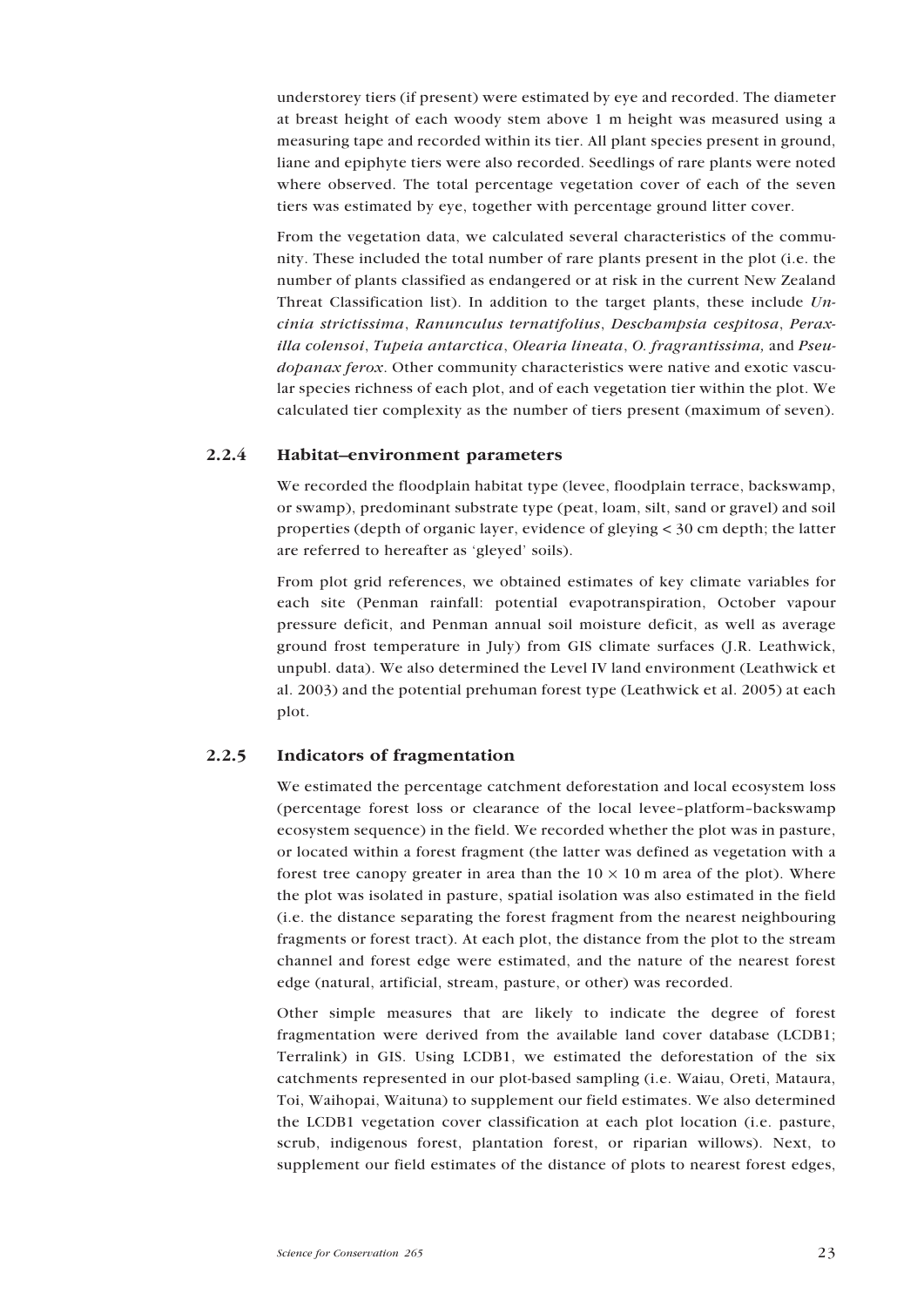understorey tiers (if present) were estimated by eye and recorded. The diameter at breast height of each woody stem above 1 m height was measured using a measuring tape and recorded within its tier. All plant species present in ground, liane and epiphyte tiers were also recorded. Seedlings of rare plants were noted where observed. The total percentage vegetation cover of each of the seven tiers was estimated by eye, together with percentage ground litter cover.

From the vegetation data, we calculated several characteristics of the community. These included the total number of rare plants present in the plot (i.e. the number of plants classified as endangered or at risk in the current New Zealand Threat Classification list). In addition to the target plants, these include *Uncinia strictissima*, *Ranunculus ternatifolius*, *Deschampsia cespitosa*, *Peraxilla colensoi*, *Tupeia antarctica*, *Olearia lineata*, *O. fragrantissima,* and *Pseudopanax ferox*. Other community characteristics were native and exotic vascular species richness of each plot, and of each vegetation tier within the plot. We calculated tier complexity as the number of tiers present (maximum of seven).

### 2.2.4 Habitat–environment parameters

We recorded the floodplain habitat type (levee, floodplain terrace, backswamp, or swamp), predominant substrate type (peat, loam, silt, sand or gravel) and soil properties (depth of organic layer, evidence of gleying < 30 cm depth; the latter are referred to hereafter as 'gleyed' soils).

From plot grid references, we obtained estimates of key climate variables for each site (Penman rainfall: potential evapotranspiration, October vapour pressure deficit, and Penman annual soil moisture deficit, as well as average ground frost temperature in July) from GIS climate surfaces (J.R. Leathwick, unpubl. data). We also determined the Level IV land environment (Leathwick et al. 2003) and the potential prehuman forest type (Leathwick et al. 2005) at each plot.

### 2.2.5 Indicators of fragmentation

We estimated the percentage catchment deforestation and local ecosystem loss (percentage forest loss or clearance of the local levee–platform–backswamp ecosystem sequence) in the field. We recorded whether the plot was in pasture, or located within a forest fragment (the latter was defined as vegetation with a forest tree canopy greater in area than the $10 \times 10$ m area of the plot). Where the plot was isolated in pasture, spatial isolation was also estimated in the field (i.e. the distance separating the forest fragment from the nearest neighbouring fragments or forest tract). At each plot, the distance from the plot to the stream channel and forest edge were estimated, and the nature of the nearest forest edge (natural, artificial, stream, pasture, or other) was recorded.

Other simple measures that are likely to indicate the degree of forest fragmentation were derived from the available land cover database (LCDB1; Terralink) in GIS. Using LCDB1, we estimated the deforestation of the six catchments represented in our plot-based sampling (i.e. Waiau, Oreti, Mataura, Toi, Waihopai, Waituna) to supplement our field estimates. We also determined the LCDB1 vegetation cover classification at each plot location (i.e. pasture, scrub, indigenous forest, plantation forest, or riparian willows). Next, to supplement our field estimates of the distance of plots to nearest forest edges,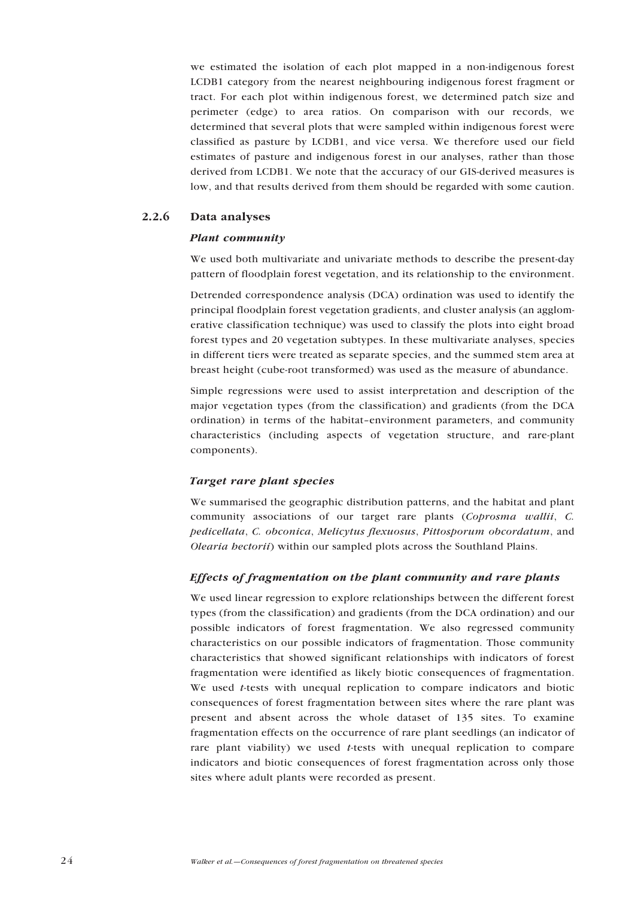we estimated the isolation of each plot mapped in a non-indigenous forest LCDB1 category from the nearest neighbouring indigenous forest fragment or tract. For each plot within indigenous forest, we determined patch size and perimeter (edge) to area ratios. On comparison with our records, we determined that several plots that were sampled within indigenous forest were classified as pasture by LCDB1, and vice versa. We therefore used our field estimates of pasture and indigenous forest in our analyses, rather than those derived from LCDB1. We note that the accuracy of our GIS-derived measures is low, and that results derived from them should be regarded with some caution.

### 2.2.6 Data analyses

#### *Plant community*

We used both multivariate and univariate methods to describe the present-day pattern of floodplain forest vegetation, and its relationship to the environment.

Detrended correspondence analysis (DCA) ordination was used to identify the principal floodplain forest vegetation gradients, and cluster analysis (an agglomerative classification technique) was used to classify the plots into eight broad forest types and 20 vegetation subtypes. In these multivariate analyses, species in different tiers were treated as separate species, and the summed stem area at breast height (cube-root transformed) was used as the measure of abundance.

Simple regressions were used to assist interpretation and description of the major vegetation types (from the classification) and gradients (from the DCA ordination) in terms of the habitat–environment parameters, and community characteristics (including aspects of vegetation structure, and rare-plant components).

#### *Target rare plant species*

We summarised the geographic distribution patterns, and the habitat and plant community associations of our target rare plants (*Coprosma wallii*, *C. pedicellata*, *C. obconica*, *Melicytus flexuosus*, *Pittosporum obcordatum*, and *Olearia hectorii*) within our sampled plots across the Southland Plains.

#### *Effects of fragmentation on the plant community and rare plants*

We used linear regression to explore relationships between the different forest types (from the classification) and gradients (from the DCA ordination) and our possible indicators of forest fragmentation. We also regressed community characteristics on our possible indicators of fragmentation. Those community characteristics that showed significant relationships with indicators of forest fragmentation were identified as likely biotic consequences of fragmentation. We used *t*-tests with unequal replication to compare indicators and biotic consequences of forest fragmentation between sites where the rare plant was present and absent across the whole dataset of 135 sites. To examine fragmentation effects on the occurrence of rare plant seedlings (an indicator of rare plant viability) we used *t*-tests with unequal replication to compare indicators and biotic consequences of forest fragmentation across only those sites where adult plants were recorded as present.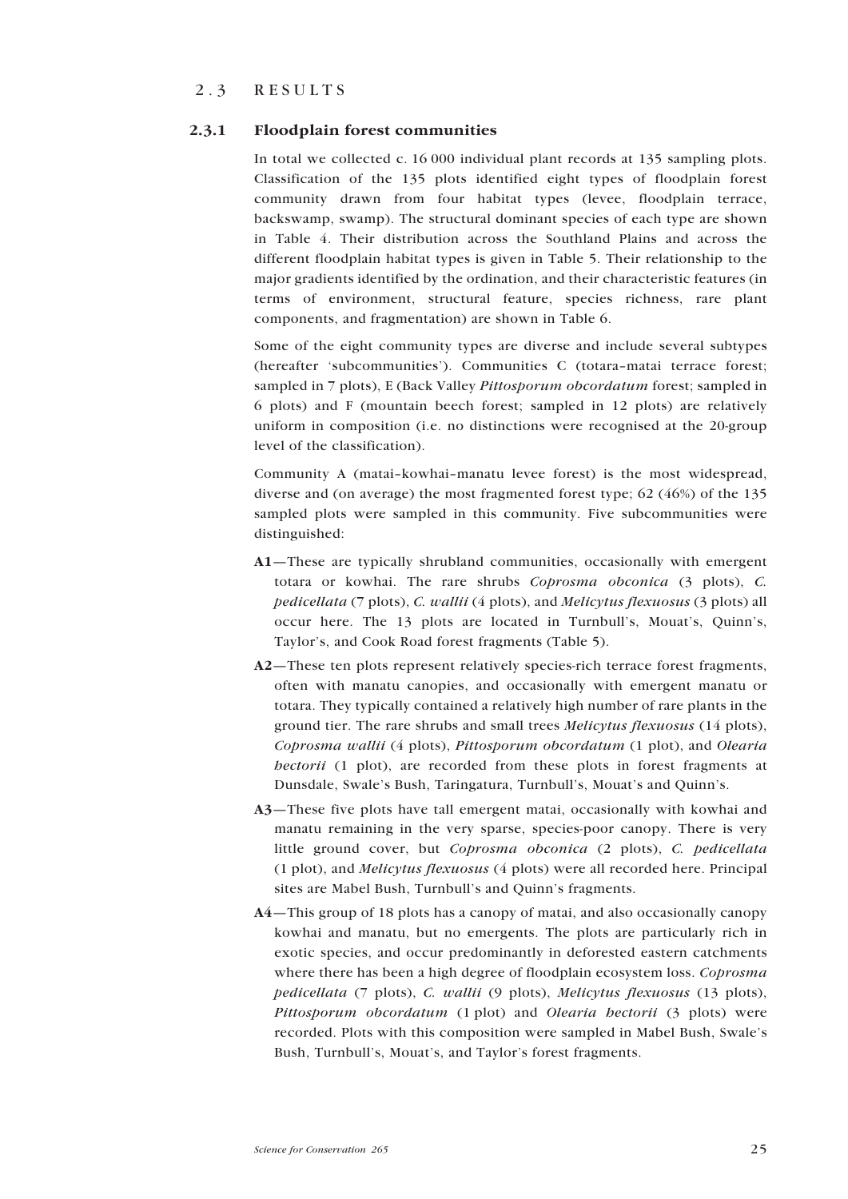## 2.3 RESULTS

### 2.3.1 Floodplain forest communities

In total we collected c. 16 000 individual plant records at 135 sampling plots. Classification of the 135 plots identified eight types of floodplain forest community drawn from four habitat types (levee, floodplain terrace, backswamp, swamp). The structural dominant species of each type are shown in Table 4. Their distribution across the Southland Plains and across the different floodplain habitat types is given in Table 5. Their relationship to the major gradients identified by the ordination, and their characteristic features (in terms of environment, structural feature, species richness, rare plant components, and fragmentation) are shown in Table 6.

Some of the eight community types are diverse and include several subtypes (hereafter 'subcommunities'). Communities C (totara–matai terrace forest; sampled in 7 plots), E (Back Valley *Pittosporum obcordatum* forest; sampled in 6 plots) and F (mountain beech forest; sampled in 12 plots) are relatively uniform in composition (i.e. no distinctions were recognised at the 20-group level of the classification).

Community A (matai–kowhai–manatu levee forest) is the most widespread, diverse and (on average) the most fragmented forest type; 62 (46%) of the 135 sampled plots were sampled in this community. Five subcommunities were distinguished:

- **A1**—These are typically shrubland communities, occasionally with emergent totara or kowhai. The rare shrubs *Coprosma obconica* (3 plots), *C. pedicellata* (7 plots), *C. wallii* (4 plots), and *Melicytus flexuosus* (3 plots) all occur here. The 13 plots are located in Turnbull's, Mouat's, Quinn's, Taylor's, and Cook Road forest fragments (Table 5).
- **A2**—These ten plots represent relatively species-rich terrace forest fragments, often with manatu canopies, and occasionally with emergent manatu or totara. They typically contained a relatively high number of rare plants in the ground tier. The rare shrubs and small trees *Melicytus flexuosus* (14 plots), *Coprosma wallii* (4 plots), *Pittosporum obcordatum* (1 plot), and *Olearia hectorii* (1 plot), are recorded from these plots in forest fragments at Dunsdale, Swale's Bush, Taringatura, Turnbull's, Mouat's and Quinn's.
- **A3**—These five plots have tall emergent matai, occasionally with kowhai and manatu remaining in the very sparse, species-poor canopy. There is very little ground cover, but *Coprosma obconica* (2 plots), *C. pedicellata* (1 plot), and *Melicytus flexuosus* (4 plots) were all recorded here. Principal sites are Mabel Bush, Turnbull's and Quinn's fragments.
- **A4**—This group of 18 plots has a canopy of matai, and also occasionally canopy kowhai and manatu, but no emergents. The plots are particularly rich in exotic species, and occur predominantly in deforested eastern catchments where there has been a high degree of floodplain ecosystem loss. *Coprosma pedicellata* (7 plots), *C. wallii* (9 plots), *Melicytus flexuosus* (13 plots), *Pittosporum obcordatum* (1 plot) and *Olearia hectorii* (3 plots) were recorded. Plots with this composition were sampled in Mabel Bush, Swale's Bush, Turnbull's, Mouat's, and Taylor's forest fragments.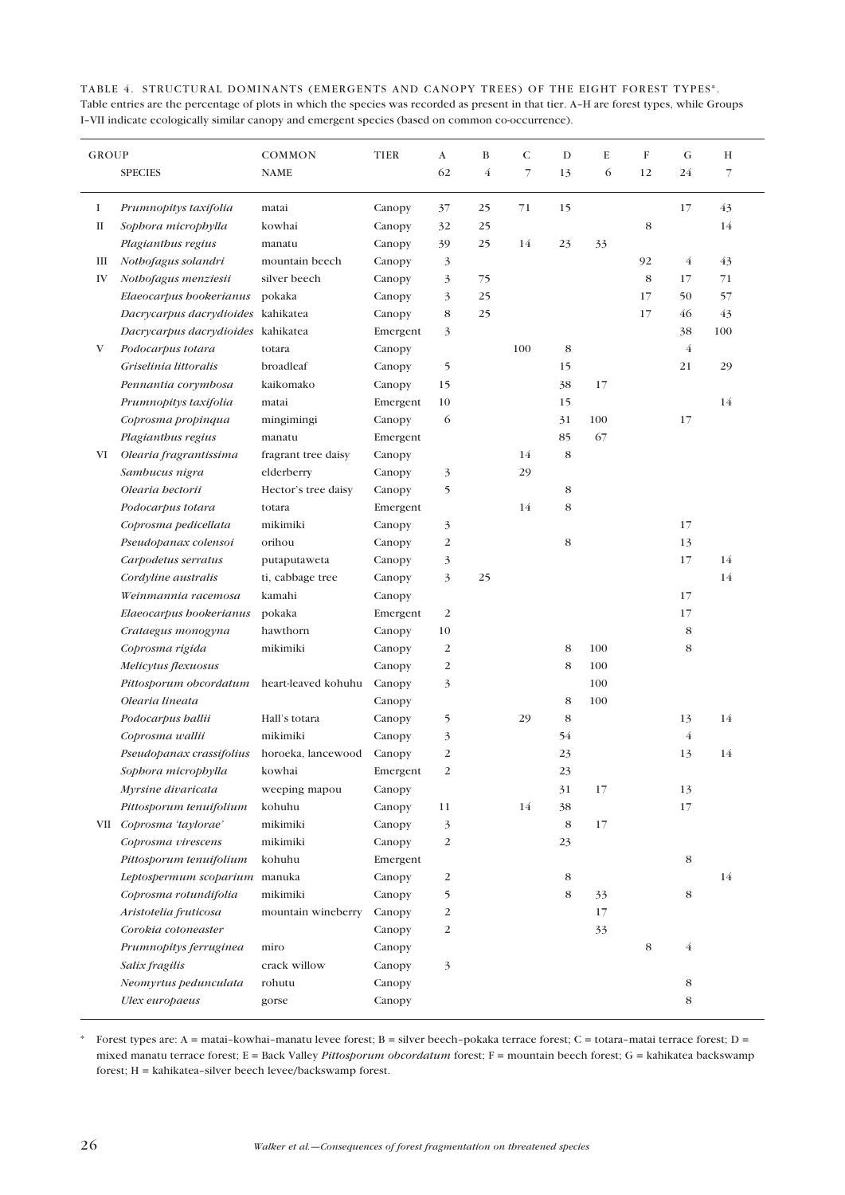TABLE 4. STRUCTURAL DOMINANTS (EMERGENTS AND CANOPY TREES) OF THE EIGHT FOREST TYPES*.
Table entries are the percentage of plots in which the species was recorded as present in that tier. A–H are forest types, while Groups I–VII indicate ecologically similar canopy and emergent species (based on common co-occurrence).

| GROUP | SPECIES | COMMON NAME | TIER | A 62 | B 4 | C 7 | D 13 | E 6 | F 12 | G 24 | H 7 |
|---|---|---|---|---|---|---|---|---|---|---|---|
| I | *Prumnopitys taxifolia* | matai | Canopy | 37 | 25 | 71 | 15 | | | 17 | 43 |
| II | *Sophora microphylla* | kowhai | Canopy | 32 | 25 | | | | 8 | | 14 |
| | *Plagianthus regius* | manatu | Canopy | 39 | 25 | 14 | 23 | 33 | | | |
| III | *Nothofagus solandri* | mountain beech | Canopy | 3 | | | | | 92 | 4 | 43 |
| IV | *Nothofagus menziesii* | silver beech | Canopy | 3 | 75 | | | | 8 | 17 | 71 |
| | *Elaeocarpus hookerianus* | pokaka | Canopy | 3 | 25 | | | | 17 | 50 | 57 |
| | *Dacrycarpus dacrydioides* | kahikatea | Canopy | 8 | 25 | | | | 17 | 46 | 43 |
| | *Dacrycarpus dacrydioides* | kahikatea | Emergent | 3 | | | | | | 38 | 100 |
| V | *Podocarpus totara* | totara | Canopy | | | 100 | 8 | | | 4 | |
| | *Griselinia littoralis* | broadleaf | Canopy | 5 | | | 15 | | | 21 | 29 |
| | *Pennantia corymbosa* | kaikomako | Canopy | 15 | | | 38 | 17 | | | |
| | *Prumnopitys taxifolia* | matai | Emergent | 10 | | | 15 | | | | 14 |
| | *Coprosma propinqua* | mingimingi | Canopy | 6 | | | 31 | 100 | | 17 | |
| | *Plagianthus regius* | manatu | Emergent | | | | 85 | 67 | | | |
| VI | *Olearia fragrantissima* | fragrant tree daisy | Canopy | | | 14 | 8 | | | | |
| | *Sambucus nigra* | elderberry | Canopy | 3 | | 29 | | | | | |
| | *Olearia hectorii* | Hector's tree daisy | Canopy | 5 | | | 8 | | | | |
| | *Podocarpus totara* | totara | Emergent | | | 14 | 8 | | | | |
| | *Coprosma pedicellata* | mikimiki | Canopy | 3 | | | | | | 17 | |
| | *Pseudopanax colensoi* | orihou | Canopy | 2 | | | 8 | | | 13 | |
| | *Carpodetus serratus* | putaputaweta | Canopy | 3 | | | | | | 17 | 14 |
| | *Cordyline australis* | ti, cabbage tree | Canopy | 3 | 25 | | | | | | 14 |
| | *Weinmannia racemosa* | kamahi | Canopy | | | | | | | 17 | |
| | *Elaeocarpus hookerianus* | pokaka | Emergent | 2 | | | | | | 17 | |
| | *Crataegus monogyna* | hawthorn | Canopy | 10 | | | | | | 8 | |
| | *Coprosma rigida* | mikimiki | Canopy | 2 | | | 8 | 100 | | 8 | |
| | *Melicytus flexuosus* | | Canopy | 2 | | | 8 | 100 | | | |
| | *Pittosporum obcordatum* | heart-leaved kohuhu | Canopy | 3 | | | | 100 | | | |
| | *Olearia lineata* | | Canopy | | | | 8 | 100 | | | |
| | *Podocarpus hallii* | Hall's totara | Canopy | 5 | | 29 | 8 | | | 13 | 14 |
| | *Coprosma wallii* | mikimiki | Canopy | 3 | | | 54 | | | 4 | |
| | *Pseudopanax crassifolius* | horoeka, lancewood | Canopy | 2 | | | 23 | | | 13 | 14 |
| | *Sophora microphylla* | kowhai | Emergent | 2 | | | 23 | | | | |
| | *Myrsine divaricata* | weeping mapou | Canopy | | | | 31 | 17 | | 13 | |
| | *Pittosporum tenuifolium* | kohuhu | Canopy | 11 | | 14 | 38 | | | 17 | |
| VII | *Coprosma 'taylorae'* | mikimiki | Canopy | 3 | | | 8 | 17 | | | |
| | *Coprosma virescens* | mikimiki | Canopy | 2 | | | 23 | | | | |
| | *Pittosporum tenuifolium* | kohuhu | Emergent | | | | | | | 8 | |
| | *Leptospermum scoparium* | manuka | Canopy | 2 | | | 8 | | | | 14 |
| | *Coprosma rotundifolia* | mikimiki | Canopy | 5 | | | 8 | 33 | | 8 | |
| | *Aristotelia fruticosa* | mountain wineberry | Canopy | 2 | | | | 17 | | | |
| | *Corokia cotoneaster* | | Canopy | 2 | | | | 33 | | | |
| | *Prumnopitys ferruginea* | miro | Canopy | | | | | | 8 | 4 | |
| | *Salix fragilis* | crack willow | Canopy | 3 | | | | | | | |
| | *Neomyrtus pedunculata* | rohutu | Canopy | | | | | | | 8 | |
| | *Ulex europaeus* | gorse | Canopy | | | | | | | 8 | |

\* Forest types are: A = matai–kowhai–manatu levee forest; B = silver beech–pokaka terrace forest; C = totara–matai terrace forest; D = mixed manatu terrace forest; E = Back Valley *Pittosporum obcordatum* forest; F = mountain beech forest; G = kahikatea backswamp forest; H = kahikatea–silver beech levee/backswamp forest.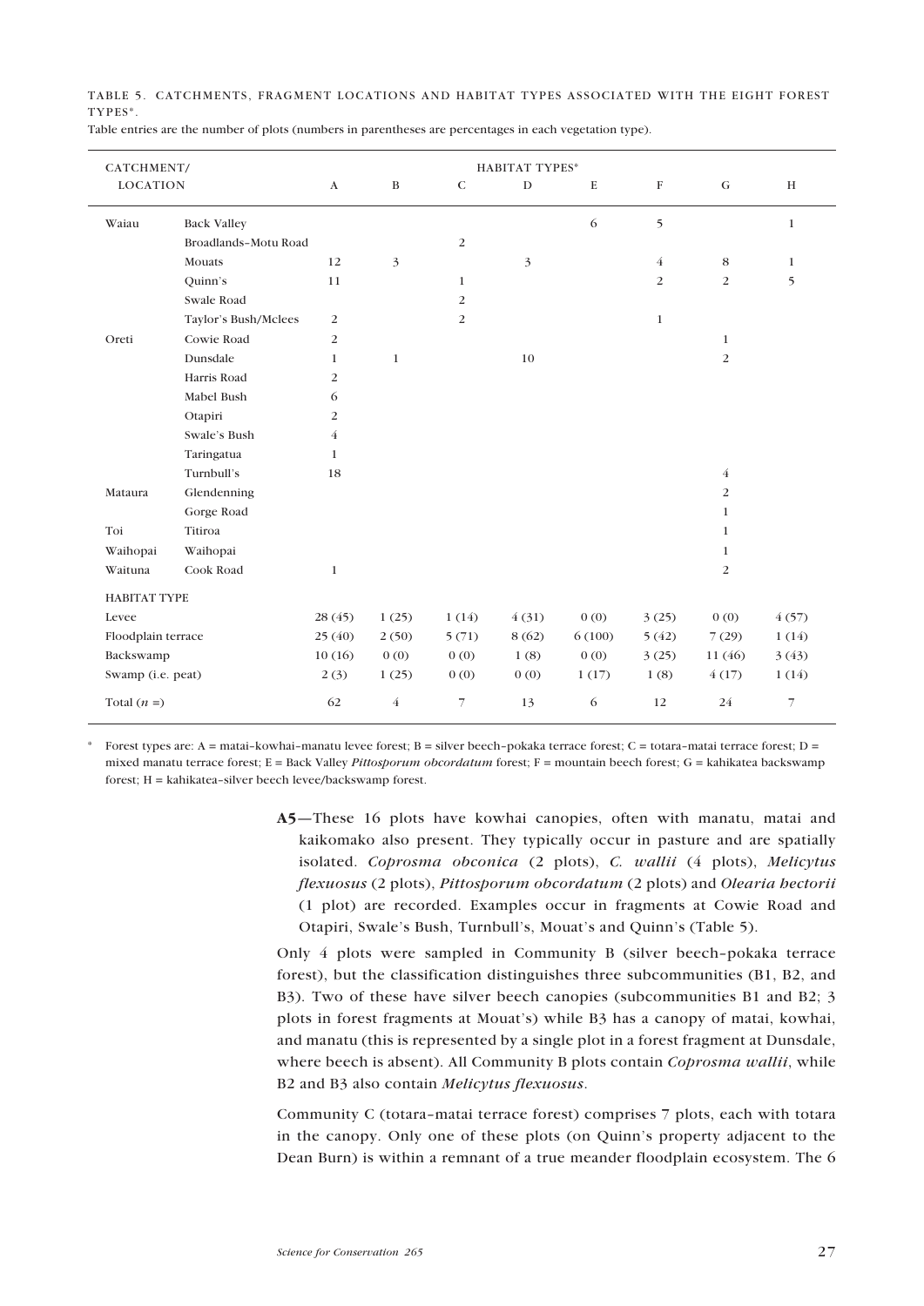TABLE 5. CATCHMENTS, FRAGMENT LOCATIONS AND HABITAT TYPES ASSOCIATED WITH THE EIGHT FOREST TYPES*.

Table entries are the number of plots (numbers in parentheses are percentages in each vegetation type).

| CATCHMENT/ LOCATION | | HABITAT TYPES* | | | | | | | |
|---|---|---|---|---|---|---|---|---|---|
| | | A | B | C | D | E | F | G | H |
| Waiau | Back Valley | | | | | 6 | 5 | | 1 |
| | Broadlands–Motu Road | | | 2 | | | | | |
| | Mouats | 12 | 3 | | 3 | | 4 | 8 | 1 |
| | Quinn's | 11 | | 1 | | | 2 | 2 | 5 |
| | Swale Road | | | 2 | | | | | |
| | Taylor's Bush/Mclees | 2 | | 2 | | | 1 | | |
| Oreti | Cowie Road | 2 | | | | | | 1 | |
| | Dunsdale | 1 | 1 | | 10 | | | 2 | |
| | Harris Road | 2 | | | | | | | |
| | Mabel Bush | 6 | | | | | | | |
| | Otapiri | 2 | | | | | | | |
| | Swale's Bush | 4 | | | | | | | |
| | Taringatua | 1 | | | | | | | |
| | Turnbull's | 18 | | | | | | 4 | |
| Mataura | Glendenning | | | | | | | 2 | |
| | Gorge Road | | | | | | | 1 | |
| Toi | Titiroa | | | | | | | 1 | |
| Waihopai | Waihopai | | | | | | | 1 | |
| Waituna | Cook Road | 1 | | | | | | 2 | |
| HABITAT TYPE | | | | | | | | | |
| Levee | | 28 (45) | 1 (25) | 1 (14) | 4 (31) | 0 (0) | 3 (25) | 0 (0) | 4 (57) |
| Floodplain terrace | | 25 (40) | 2 (50) | 5 (71) | 8 (62) | 6 (100) | 5 (42) | 7 (29) | 1 (14) |
| Backswamp | | 10 (16) | 0 (0) | 0 (0) | 1 (8) | 0 (0) | 3 (25) | 11 (46) | 3 (43) |
| Swamp (i.e. peat) | | 2 (3) | 1 (25) | 0 (0) | 0 (0) | 1 (17) | 1 (8) | 4 (17) | 1 (14) |
| Total ($n$ =) | | 62 | 4 | 7 | 13 | 6 | 12 | 24 | 7 |

* Forest types are: A = matai–kowhai–manatu levee forest; B = silver beech–pokaka terrace forest; C = totara–matai terrace forest; D = mixed manatu terrace forest; E = Back Valley *Pittosporum obcordatum* forest; F = mountain beech forest; G = kahikatea backswamp forest; H = kahikatea–silver beech levee/backswamp forest.

**A5**—These 16 plots have kowhai canopies, often with manatu, matai and kaikomako also present. They typically occur in pasture and are spatially isolated. *Coprosma obconica* (2 plots), *C. wallii* (4 plots), *Melicytus flexuosus* (2 plots), *Pittosporum obcordatum* (2 plots) and *Olearia hectorii* (1 plot) are recorded. Examples occur in fragments at Cowie Road and Otapiri, Swale's Bush, Turnbull's, Mouat's and Quinn's (Table 5).

Only 4 plots were sampled in Community B (silver beech–pokaka terrace forest), but the classification distinguishes three subcommunities (B1, B2, and B3). Two of these have silver beech canopies (subcommunities B1 and B2; 3 plots in forest fragments at Mouat's) while B3 has a canopy of matai, kowhai, and manatu (this is represented by a single plot in a forest fragment at Dunsdale, where beech is absent). All Community B plots contain *Coprosma wallii*, while B2 and B3 also contain *Melicytus flexuosus*.

Community C (totara–matai terrace forest) comprises 7 plots, each with totara in the canopy. Only one of these plots (on Quinn's property adjacent to the Dean Burn) is within a remnant of a true meander floodplain ecosystem. The 6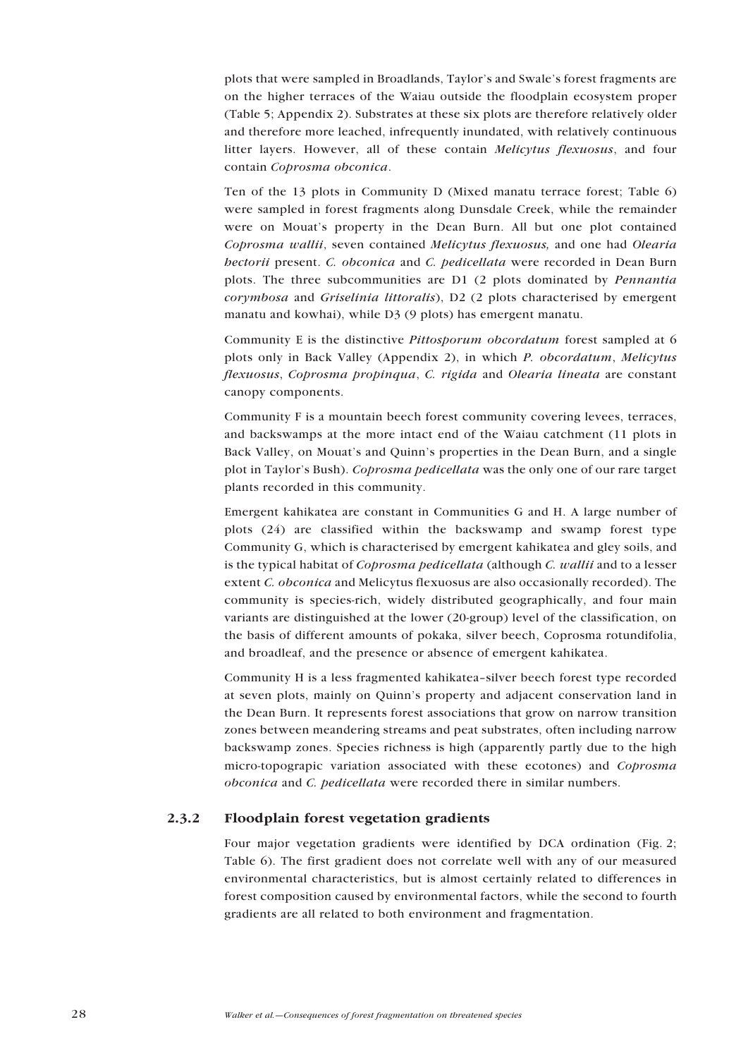plots that were sampled in Broadlands, Taylor's and Swale's forest fragments are on the higher terraces of the Waiau outside the floodplain ecosystem proper (Table 5; Appendix 2). Substrates at these six plots are therefore relatively older and therefore more leached, infrequently inundated, with relatively continuous litter layers. However, all of these contain *Melicytus flexuosus*, and four contain *Coprosma obconica*.

Ten of the 13 plots in Community D (Mixed manatu terrace forest; Table 6) were sampled in forest fragments along Dunsdale Creek, while the remainder were on Mouat's property in the Dean Burn. All but one plot contained *Coprosma wallii*, seven contained *Melicytus flexuosus,* and one had *Olearia hectorii* present. *C. obconica* and *C. pedicellata* were recorded in Dean Burn plots. The three subcommunities are D1 (2 plots dominated by *Pennantia corymbosa* and *Griselinia littoralis*), D2 (2 plots characterised by emergent manatu and kowhai), while D3 (9 plots) has emergent manatu.

Community E is the distinctive *Pittosporum obcordatum* forest sampled at 6 plots only in Back Valley (Appendix 2), in which *P. obcordatum*, *Melicytus flexuosus*, *Coprosma propinqua*, *C. rigida* and *Olearia lineata* are constant canopy components.

Community F is a mountain beech forest community covering levees, terraces, and backswamps at the more intact end of the Waiau catchment (11 plots in Back Valley, on Mouat's and Quinn's properties in the Dean Burn, and a single plot in Taylor's Bush). *Coprosma pedicellata* was the only one of our rare target plants recorded in this community.

Emergent kahikatea are constant in Communities G and H. A large number of plots (24) are classified within the backswamp and swamp forest type Community G, which is characterised by emergent kahikatea and gley soils, and is the typical habitat of *Coprosma pedicellata* (although *C. wallii* and to a lesser extent *C. obconica* and Melicytus flexuosus are also occasionally recorded). The community is species-rich, widely distributed geographically, and four main variants are distinguished at the lower (20-group) level of the classification, on the basis of different amounts of pokaka, silver beech, Coprosma rotundifolia, and broadleaf, and the presence or absence of emergent kahikatea.

Community H is a less fragmented kahikatea–silver beech forest type recorded at seven plots, mainly on Quinn's property and adjacent conservation land in the Dean Burn. It represents forest associations that grow on narrow transition zones between meandering streams and peat substrates, often including narrow backswamp zones. Species richness is high (apparently partly due to the high micro-topograpic variation associated with these ecotones) and *Coprosma obconica* and *C. pedicellata* were recorded there in similar numbers.

### 2.3.2 Floodplain forest vegetation gradients

Four major vegetation gradients were identified by DCA ordination (Fig. 2; Table 6). The first gradient does not correlate well with any of our measured environmental characteristics, but is almost certainly related to differences in forest composition caused by environmental factors, while the second to fourth gradients are all related to both environment and fragmentation.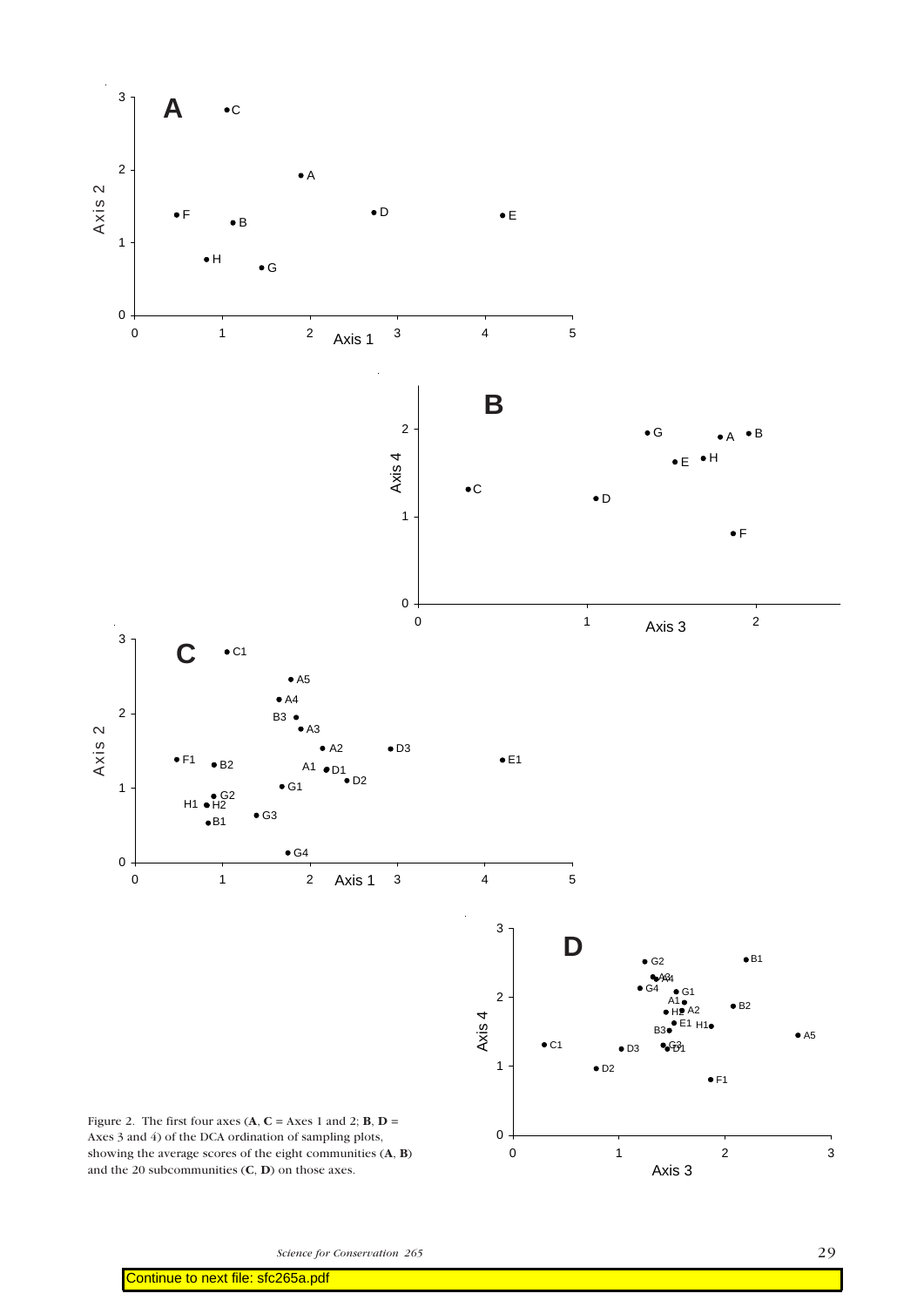A

Axis 2

Axis 1

0 1 2 3 4 5

0 1 2 3

C A D E F B H G

B

Axis 4

Axis 3

0 1 2

0 1 2

G A B E H C D F

C

Axis 2

Axis 1

0 1 2 3 4 5

0 1 2 3

C1 A5 A4 B3 A3 A2 D3 F1 B2 A1 D1 E1 D2 G1 G2 H1 H2 G3 B1 G4

D

Axis 4

Axis 3

0 1 2 3

0 1 2 3

G2 B1 A3 A4 G4 G1 A1 H2 A2 B2 E1 H1 B3 A5 C1 D3 G3 D1 D2 F1

Figure 2. The first four axes (**A**, **C** = Axes 1 and 2; **B**, **D** = Axes 3 and 4) of the DCA ordination of sampling plots, showing the average scores of the eight communities (**A**, **B**) and the 20 subcommunities (**C**, **D**) on those axes.

Continue to next file: sfc265a.pdf